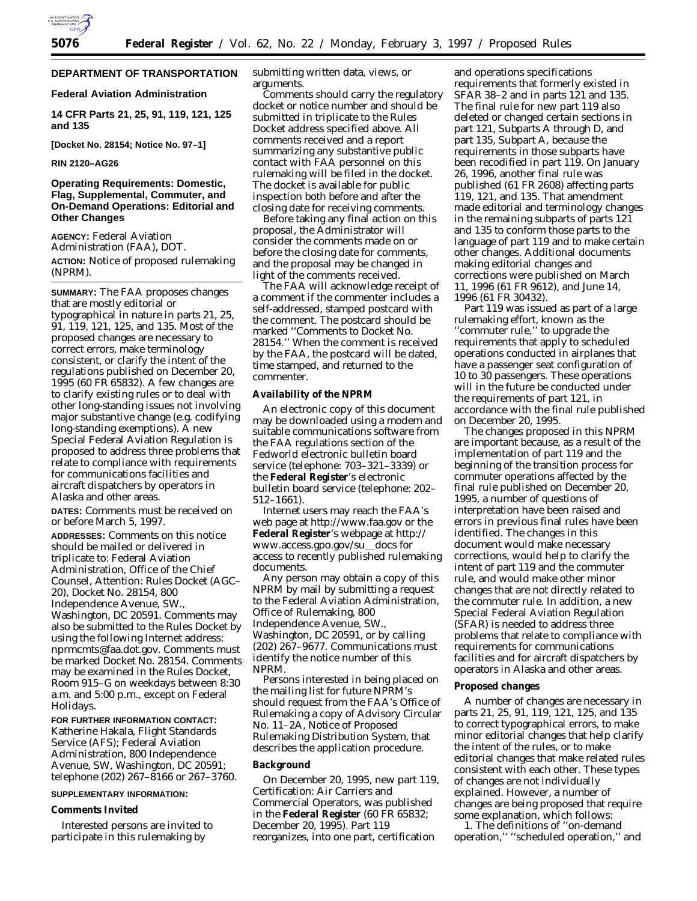## DEPARTMENT OF TRANSPORTATION

### Federal Aviation Administration

### 14 CFR Parts 21, 25, 91, 119, 121, 125 and 135

**[Docket No. 28154; Notice No. 97–1]**

**RIN 2120–AG26**

### Operating Requirements: Domestic, Flag, Supplemental, Commuter, and On-Demand Operations: Editorial and Other Changes

**AGENCY:** Federal Aviation Administration (FAA), DOT.

**ACTION:** Notice of proposed rulemaking (NPRM).

**SUMMARY:** The FAA proposes changes that are mostly editorial or typographical in nature in parts 21, 25, 91, 119, 121, 125, and 135. Most of the proposed changes are necessary to correct errors, make terminology consistent, or clarify the intent of the regulations published on December 20, 1995 (60 FR 65832). A few changes are to clarify existing rules or to deal with other long-standing issues not involving major substantive change (e.g. codifying long-standing exemptions). A new Special Federal Aviation Regulation is proposed to address three problems that relate to compliance with requirements for communications facilities and aircraft dispatchers by operators in Alaska and other areas.

**DATES:** Comments must be received on or before March 5, 1997.

**ADDRESSES:** Comments on this notice should be mailed or delivered in triplicate to: Federal Aviation Administration, Office of the Chief Counsel, Attention: Rules Docket (AGC–20), Docket No. 28154, 800 Independence Avenue, SW., Washington, DC 20591. Comments may also be submitted to the Rules Docket by using the following Internet address: nprmcmts@faa.dot.gov. Comments must be marked Docket No. 28154. Comments may be examined in the Rules Docket, Room 915–G on weekdays between 8:30 a.m. and 5:00 p.m., except on Federal Holidays.

**FOR FURTHER INFORMATION CONTACT:** Katherine Hakala, Flight Standards Service (AFS); Federal Aviation Administration, 800 Independence Avenue, SW, Washington, DC 20591; telephone (202) 267–8166 or 267–3760.

**SUPPLEMENTARY INFORMATION:**

**Comments Invited**

Interested persons are invited to participate in this rulemaking by submitting written data, views, or arguments.

Comments should carry the regulatory docket or notice number and should be submitted in triplicate to the Rules Docket address specified above. All comments received and a report summarizing any substantive public contact with FAA personnel on this rulemaking will be filed in the docket. The docket is available for public inspection both before and after the closing date for receiving comments.

Before taking any final action on this proposal, the Administrator will consider the comments made on or before the closing date for comments, and the proposal may be changed in light of the comments received.

The FAA will acknowledge receipt of a comment if the commenter includes a self-addressed, stamped postcard with the comment. The postcard should be marked ''Comments to Docket No. 28154.'' When the comment is received by the FAA, the postcard will be dated, time stamped, and returned to the commenter.

**Availability of the NPRM**

An electronic copy of this document may be downloaded using a modem and suitable communications software from the FAA regulations section of the Fedworld electronic bulletin board service (telephone: 703–321–3339) or the **Federal Register**'s electronic bulletin board service (telephone: 202–512–1661).

Internet users may reach the FAA's web page at http://www.faa.gov or the **Federal Register**'s webpage at http://www.access.gpo.gov/su_docs for access to recently published rulemaking documents.

Any person may obtain a copy of this NPRM by mail by submitting a request to the Federal Aviation Administration, Office of Rulemaking, 800 Independence Avenue, SW., Washington, DC 20591, or by calling (202) 267–9677. Communications must identify the notice number of this NPRM.

Persons interested in being placed on the mailing list for future NPRM's should request from the FAA's Office of Rulemaking a copy of Advisory Circular No. 11–2A, Notice of Proposed Rulemaking Distribution System, that describes the application procedure.

**Background**

On December 20, 1995, new part 119, Certification: Air Carriers and Commercial Operators, was published in the **Federal Register** (60 FR 65832; December 20, 1995). Part 119 reorganizes, into one part, certification and operations specifications requirements that formerly existed in SFAR 38–2 and in parts 121 and 135. The final rule for new part 119 also deleted or changed certain sections in part 121, Subparts A through D, and part 135, Subpart A, because the requirements in those subparts have been recodified in part 119. On January 26, 1996, another final rule was published (61 FR 2608) affecting parts 119, 121, and 135. That amendment made editorial and terminology changes in the remaining subparts of parts 121 and 135 to conform those parts to the language of part 119 and to make certain other changes. Additional documents making editorial changes and corrections were published on March 11, 1996 (61 FR 9612), and June 14, 1996 (61 FR 30432).

Part 119 was issued as part of a large rulemaking effort, known as the ''commuter rule,'' to upgrade the requirements that apply to scheduled operations conducted in airplanes that have a passenger seat configuration of 10 to 30 passengers. These operations will in the future be conducted under the requirements of part 121, in accordance with the final rule published on December 20, 1995.

The changes proposed in this NPRM are important because, as a result of the implementation of part 119 and the beginning of the transition process for commuter operations affected by the final rule published on December 20, 1995, a number of questions of interpretation have been raised and errors in previous final rules have been identified. The changes in this document would make necessary corrections, would help to clarify the intent of part 119 and the commuter rule, and would make other minor changes that are not directly related to the commuter rule. In addition, a new Special Federal Aviation Regulation (SFAR) is needed to address three problems that relate to compliance with requirements for communications facilities and for aircraft dispatchers by operators in Alaska and other areas.

**Proposed changes**

A number of changes are necessary in parts 21, 25, 91, 119, 121, 125, and 135 to correct typographical errors, to make minor editorial changes that help clarify the intent of the rules, or to make editorial changes that make related rules consistent with each other. These types of changes are not individually explained. However, a number of changes are being proposed that require some explanation, which follows:

1. The definitions of ''on-demand operation,'' ''scheduled operation,'' and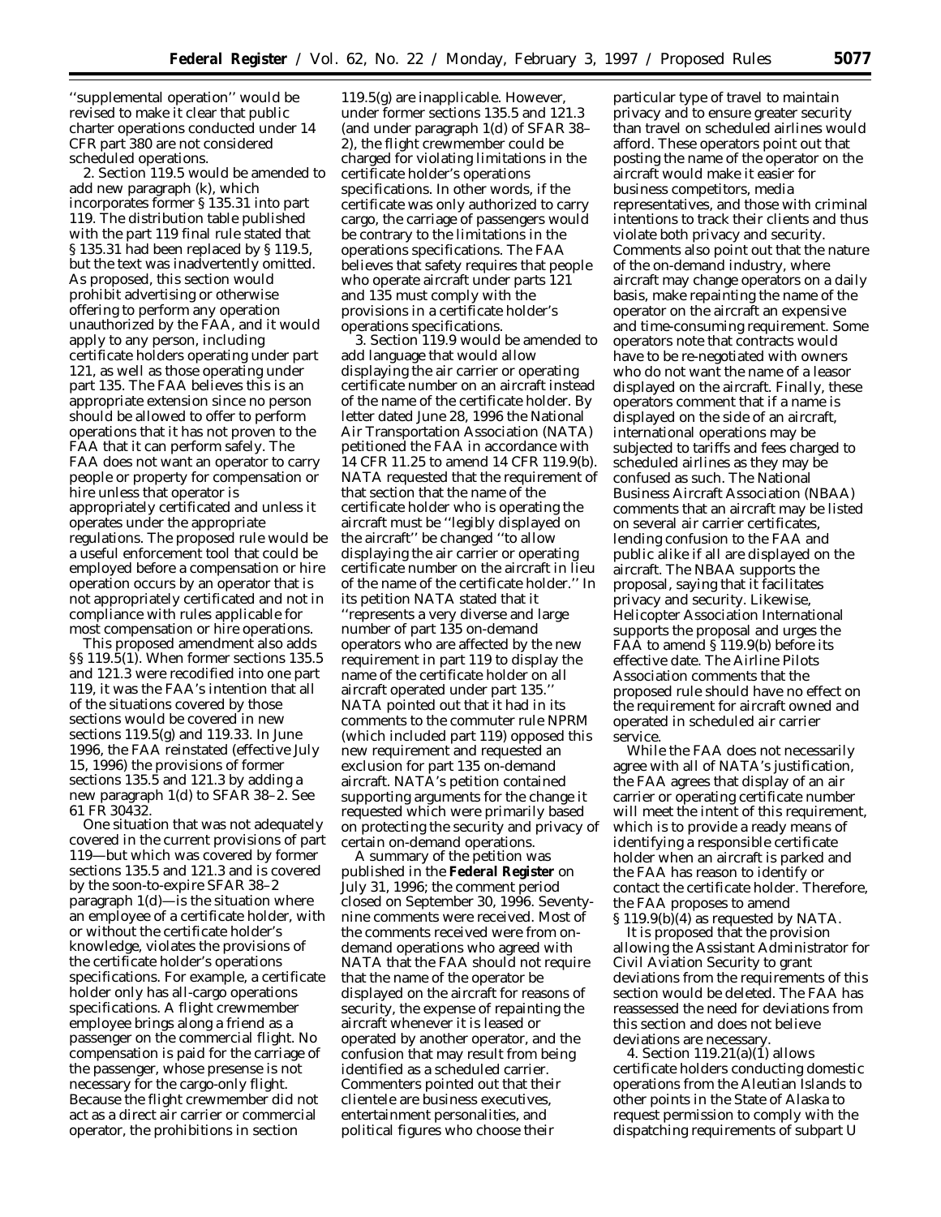''supplemental operation'' would be revised to make it clear that public charter operations conducted under 14 CFR part 380 are not considered scheduled operations.

2. Section 119.5 would be amended to add new paragraph (k), which incorporates former § 135.31 into part 119. The distribution table published with the part 119 final rule stated that § 135.31 had been replaced by § 119.5, but the text was inadvertently omitted. As proposed, this section would prohibit advertising or otherwise offering to perform any operation unauthorized by the FAA, and it would apply to any person, including certificate holders operating under part 121, as well as those operating under part 135. The FAA believes this is an appropriate extension since no person should be allowed to offer to perform operations that it has not proven to the FAA that it can perform safely. The FAA does not want an operator to carry people or property for compensation or hire unless that operator is appropriately certificated and unless it operates under the appropriate regulations. The proposed rule would be a useful enforcement tool that could be employed before a compensation or hire operation occurs by an operator that is not appropriately certificated and not in compliance with rules applicable for most compensation or hire operations.

This proposed amendment also adds §§ 119.5(1). When former sections 135.5 and 121.3 were recodified into one part 119, it was the FAA's intention that all of the situations covered by those sections would be covered in new sections 119.5(g) and 119.33. In June 1996, the FAA reinstated (effective July 15, 1996) the provisions of former sections 135.5 and 121.3 by adding a new paragraph 1(d) to SFAR 38–2. See 61 FR 30432.

One situation that was not adequately covered in the current provisions of part 119—but which was covered by former sections 135.5 and 121.3 and is covered by the soon-to-expire SFAR 38–2 paragraph 1(d)—is the situation where an employee of a certificate holder, with or without the certificate holder's knowledge, violates the provisions of the certificate holder's operations specifications. For example, a certificate holder only has all-cargo operations specifications. A flight crewmember employee brings along a friend as a passenger on the commercial flight. No compensation is paid for the carriage of the passenger, whose presense is not necessary for the cargo-only flight. Because the flight crewmember did not act as a direct air carrier or commercial operator, the prohibitions in section 119.5(g) are inapplicable. However, under former sections 135.5 and 121.3 (and under paragraph 1(d) of SFAR 38–2), the flight crewmember could be charged for violating limitations in the certificate holder's operations specifications. In other words, if the certificate was only authorized to carry cargo, the carriage of passengers would be contrary to the limitations in the operations specifications. The FAA believes that safety requires that people who operate aircraft under parts 121 and 135 must comply with the provisions in a certificate holder's operations specifications.

3. Section 119.9 would be amended to add language that would allow displaying the air carrier or operating certificate number on an aircraft instead of the name of the certificate holder. By letter dated June 28, 1996 the National Air Transportation Association (NATA) petitioned the FAA in accordance with 14 CFR 11.25 to amend 14 CFR 119.9(b). NATA requested that the requirement of that section that the name of the certificate holder who is operating the aircraft must be ''legibly displayed on the aircraft'' be changed ''to allow displaying the air carrier or operating certificate number on the aircraft in lieu of the name of the certificate holder.'' In its petition NATA stated that it ''represents a very diverse and large number of part 135 on-demand operators who are affected by the new requirement in part 119 to display the name of the certificate holder on all aircraft operated under part 135.'' NATA pointed out that it had in its comments to the commuter rule NPRM (which included part 119) opposed this new requirement and requested an exclusion for part 135 on-demand aircraft. NATA's petition contained supporting arguments for the change it requested which were primarily based on protecting the security and privacy of certain on-demand operations.

A summary of the petition was published in the **Federal Register** on July 31, 1996; the comment period closed on September 30, 1996. Seventy-nine comments were received. Most of the comments received were from on-demand operations who agreed with NATA that the FAA should not require that the name of the operator be displayed on the aircraft for reasons of security, the expense of repainting the aircraft whenever it is leased or operated by another operator, and the confusion that may result from being identified as a scheduled carrier. Commenters pointed out that their clientele are business executives, entertainment personalities, and political figures who choose their particular type of travel to maintain privacy and to ensure greater security than travel on scheduled airlines would afford. These operators point out that posting the name of the operator on the aircraft would make it easier for business competitors, media representatives, and those with criminal intentions to track their clients and thus violate both privacy and security. Comments also point out that the nature of the on-demand industry, where aircraft may change operators on a daily basis, make repainting the name of the operator on the aircraft an expensive and time-consuming requirement. Some operators note that contracts would have to be re-negotiated with owners who do not want the name of a leasor displayed on the aircraft. Finally, these operators comment that if a name is displayed on the side of an aircraft, international operations may be subjected to tariffs and fees charged to scheduled airlines as they may be confused as such. The National Business Aircraft Association (NBAA) comments that an aircraft may be listed on several air carrier certificates, lending confusion to the FAA and public alike if all are displayed on the aircraft. The NBAA supports the proposal, saying that it facilitates privacy and security. Likewise, Helicopter Association International supports the proposal and urges the FAA to amend § 119.9(b) before its effective date. The Airline Pilots Association comments that the proposed rule should have no effect on the requirement for aircraft owned and operated in scheduled air carrier service.

While the FAA does not necessarily agree with all of NATA's justification, the FAA agrees that display of an air carrier or operating certificate number will meet the intent of this requirement, which is to provide a ready means of identifying a responsible certificate holder when an aircraft is parked and the FAA has reason to identify or contact the certificate holder. Therefore, the FAA proposes to amend § 119.9(b)(4) as requested by NATA.

It is proposed that the provision allowing the Assistant Administrator for Civil Aviation Security to grant deviations from the requirements of this section would be deleted. The FAA has reassessed the need for deviations from this section and does not believe deviations are necessary.

4. Section 119.21(a)(1) allows certificate holders conducting domestic operations from the Aleutian Islands to other points in the State of Alaska to request permission to comply with the dispatching requirements of subpart U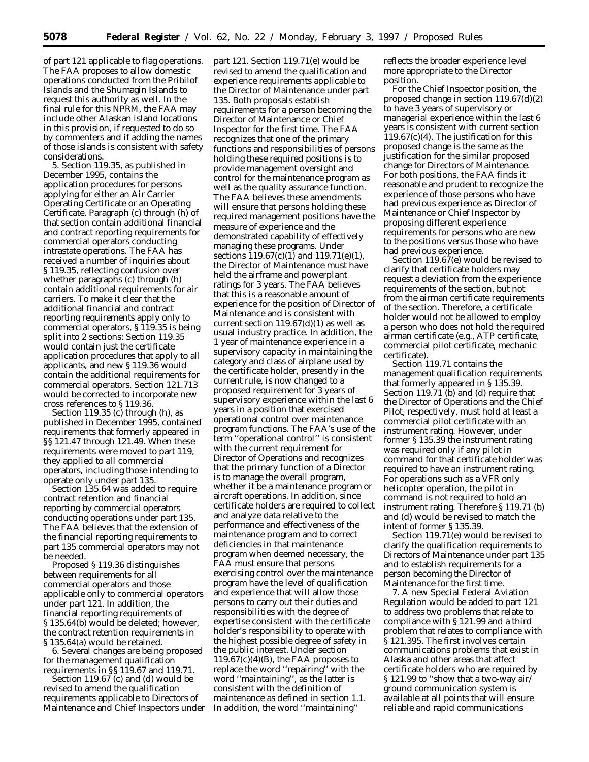of part 121 applicable to flag operations. The FAA proposes to allow domestic operations conducted from the Pribilof Islands and the Shumagin Islands to request this authority as well. In the final rule for this NPRM, the FAA may include other Alaskan island locations in this provision, if requested to do so by commenters and if adding the names of those islands is consistent with safety considerations.

5. Section 119.35, as published in December 1995, contains the application procedures for persons applying for either an Air Carrier Operating Certificate or an Operating Certificate. Paragraph (c) through (h) of that section contain additional financial and contract reporting requirements for commercial operators conducting intrastate operations. The FAA has received a number of inquiries about § 119.35, reflecting confusion over whether paragraphs (c) through (h) contain additional requirements for air carriers. To make it clear that the additional financial and contract reporting requirements apply only to commercial operators, § 119.35 is being split into 2 sections: Section 119.35 would contain just the certificate application procedures that apply to all applicants, and new § 119.36 would contain the additional requirements for commercial operators. Section 121.713 would be corrected to incorporate new cross references to § 119.36.

Section 119.35 (c) through (h), as published in December 1995, contained requirements that formerly appeared in §§ 121.47 through 121.49. When these requirements were moved to part 119, they applied to all commercial operators, including those intending to operate only under part 135.

Section 135.64 was added to require contract retention and financial reporting by commercial operators conducting operations under part 135. The FAA believes that the extension of the financial reporting requirements to part 135 commercial operators may not be needed.

Proposed § 119.36 distinguishes between requirements for all commercial operators and those applicable only to commercial operators under part 121. In addition, the financial reporting requirements of § 135.64(b) would be deleted; however, the contract retention requirements in § 135.64(a) would be retained.

6. Several changes are being proposed for the management qualification requirements in §§ 119.67 and 119.71.

Section 119.67 (c) and (d) would be revised to amend the qualification requirements applicable to Directors of Maintenance and Chief Inspectors under part 121. Section 119.71(e) would be revised to amend the qualification and experience requirements applicable to the Director of Maintenance under part 135. Both proposals establish requirements for a person becoming the Director of Maintenance or Chief Inspector for the first time. The FAA recognizes that one of the primary functions and responsibilities of persons holding these required positions is to provide management oversight and control for the maintenance program as well as the quality assurance function. The FAA believes these amendments will ensure that persons holding these required management positions have the measure of experience and the demonstrated capability of effectively managing these programs. Under sections 119.67(c)(1) and 119.71(e)(1), the Director of Maintenance must have held the airframe and powerplant ratings for 3 years. The FAA believes that this is a reasonable amount of experience for the position of Director of Maintenance and is consistent with current section 119.67(d)(1) as well as usual industry practice. In addition, the 1 year of maintenance experience in a supervisory capacity in maintaining the category and class of airplane used by the certificate holder, presently in the current rule, is now changed to a proposed requirement for 3 years of supervisory experience within the last 6 years in a position that exercised operational control over maintenance program functions. The FAA's use of the term ''operational control'' is consistent with the current requirement for Director of Operations and recognizes that the primary function of a Director is to manage the overall program, whether it be a maintenance program or aircraft operations. In addition, since certificate holders are required to collect and analyze data relative to the performance and effectiveness of the maintenance program and to correct deficiencies in that maintenance program when deemed necessary, the FAA must ensure that persons exercising control over the maintenance program have the level of qualification and experience that will allow those persons to carry out their duties and responsibilities with the degree of expertise consistent with the certificate holder's responsibility to operate with the highest possible degree of safety in the public interest. Under section 119.67(c)(4)(B), the FAA proposes to replace the word ''repairing'' with the word ''maintaining'', as the latter is consistent with the definition of maintenance as defined in section 1.1. In addition, the word ''maintaining'' reflects the broader experience level more appropriate to the Director position.

For the Chief Inspector position, the proposed change in section 119.67(d)(2) to have 3 years of supervisory or managerial experience within the last 6 years is consistent with current section 119.67(c)(4). The justification for this proposed change is the same as the justification for the similar proposed change for Directors of Maintenance. For both positions, the FAA finds it reasonable and prudent to recognize the experience of those persons who have had previous experience as Director of Maintenance or Chief Inspector by proposing different experience requirements for persons who are new to the positions versus those who have had previous experience.

Section 119.67(e) would be revised to clarify that certificate holders may request a deviation from the experience requirements of the section, but not from the airman certificate requirements of the section. Therefore, a certificate holder would not be allowed to employ a person who does not hold the required airman certificate (e.g., ATP certificate, commercial pilot certificate, mechanic certificate).

Section 119.71 contains the management qualification requirements that formerly appeared in § 135.39. Section 119.71 (b) and (d) require that the Director of Operations and the Chief Pilot, respectively, must hold at least a commercial pilot certificate with an instrument rating. However, under former § 135.39 the instrument rating was required only if any pilot in command for that certificate holder was required to have an instrument rating. For operations such as a VFR only helicopter operation, the pilot in command is not required to hold an instrument rating. Therefore § 119.71 (b) and (d) would be revised to match the intent of former § 135.39.

Section 119.71(e) would be revised to clarify the qualification requirements to Directors of Maintenance under part 135 and to establish requirements for a person becoming the Director of Maintenance for the first time.

7. A new Special Federal Aviation Regulation would be added to part 121 to address two problems that relate to compliance with § 121.99 and a third problem that relates to compliance with § 121.395. The first involves certain communications problems that exist in Alaska and other areas that affect certificate holders who are required by § 121.99 to ''show that a two-way air/ground communication system is available at all points that will ensure reliable and rapid communications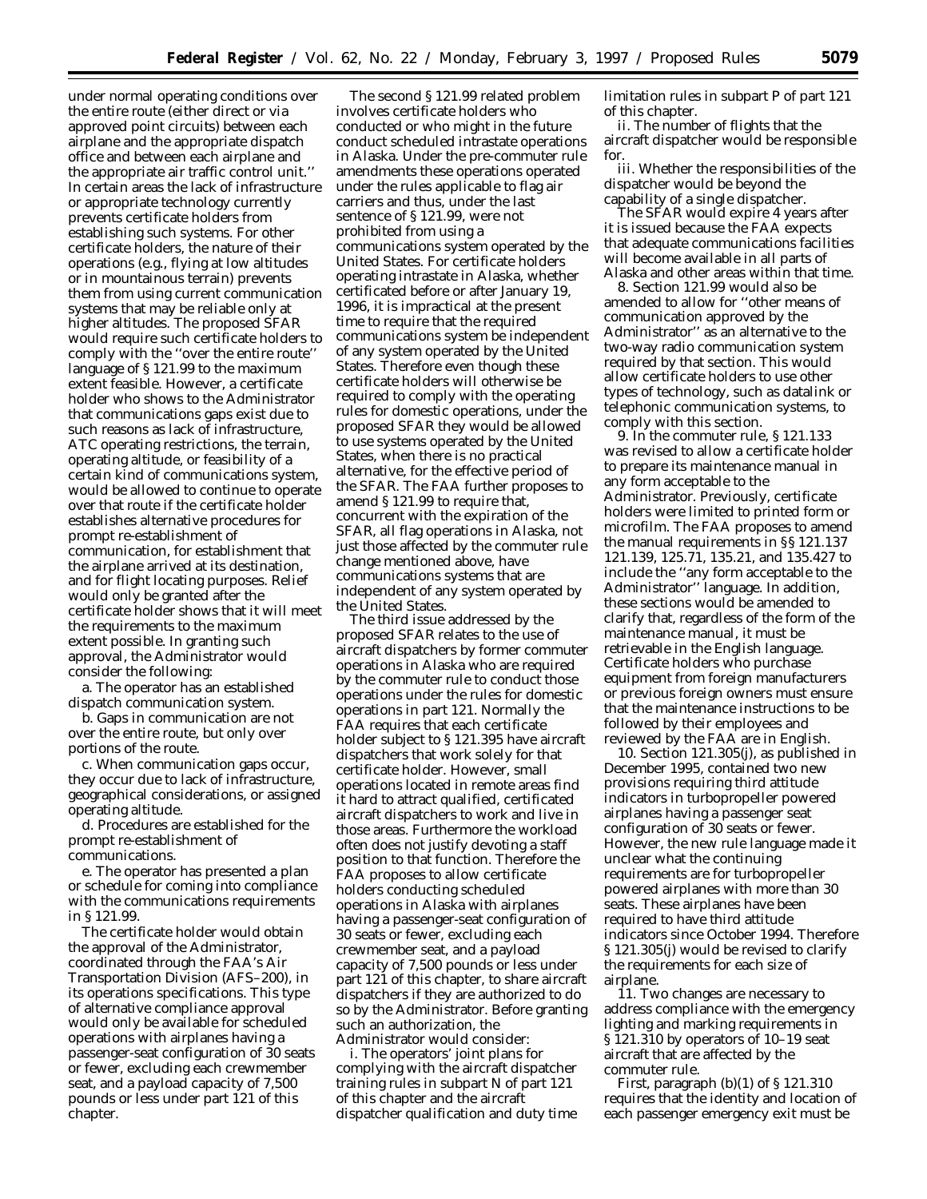under normal operating conditions over the entire route (either direct or via approved point circuits) between each airplane and the appropriate dispatch office and between each airplane and the appropriate air traffic control unit.'' In certain areas the lack of infrastructure or appropriate technology currently prevents certificate holders from establishing such systems. For other certificate holders, the nature of their operations (e.g., flying at low altitudes or in mountainous terrain) prevents them from using current communication systems that may be reliable only at higher altitudes. The proposed SFAR would require such certificate holders to comply with the ''over the entire route'' language of § 121.99 to the maximum extent feasible. However, a certificate holder who shows to the Administrator that communications gaps exist due to such reasons as lack of infrastructure, ATC operating restrictions, the terrain, operating altitude, or feasibility of a certain kind of communications system, would be allowed to continue to operate over that route if the certificate holder establishes alternative procedures for prompt re-establishment of communication, for establishment that the airplane arrived at its destination, and for flight locating purposes. Relief would only be granted after the certificate holder shows that it will meet the requirements to the maximum extent possible. In granting such approval, the Administrator would consider the following:

a. The operator has an established dispatch communication system.

b. Gaps in communication are not over the entire route, but only over portions of the route.

c. When communication gaps occur, they occur due to lack of infrastructure, geographical considerations, or assigned operating altitude.

d. Procedures are established for the prompt re-establishment of communications.

e. The operator has presented a plan or schedule for coming into compliance with the communications requirements in § 121.99.

The certificate holder would obtain the approval of the Administrator, coordinated through the FAA's Air Transportation Division (AFS–200), in its operations specifications. This type of alternative compliance approval would only be available for scheduled operations with airplanes having a passenger-seat configuration of 30 seats or fewer, excluding each crewmember seat, and a payload capacity of 7,500 pounds or less under part 121 of this chapter.

The second § 121.99 related problem involves certificate holders who conducted or who might in the future conduct scheduled intrastate operations in Alaska. Under the pre-commuter rule amendments these operations operated under the rules applicable to flag air carriers and thus, under the last sentence of § 121.99, were not prohibited from using a communications system operated by the United States. For certificate holders operating intrastate in Alaska, whether certificated before or after January 19, 1996, it is impractical at the present time to require that the required communications system be independent of any system operated by the United States. Therefore even though these certificate holders will otherwise be required to comply with the operating rules for domestic operations, under the proposed SFAR they would be allowed to use systems operated by the United States, when there is no practical alternative, for the effective period of the SFAR. The FAA further proposes to amend § 121.99 to require that, concurrent with the expiration of the SFAR, all flag operations in Alaska, not just those affected by the commuter rule change mentioned above, have communications systems that are independent of any system operated by the United States.

The third issue addressed by the proposed SFAR relates to the use of aircraft dispatchers by former commuter operations in Alaska who are required by the commuter rule to conduct those operations under the rules for domestic operations in part 121. Normally the FAA requires that each certificate holder subject to § 121.395 have aircraft dispatchers that work solely for that certificate holder. However, small operations located in remote areas find it hard to attract qualified, certificated aircraft dispatchers to work and live in those areas. Furthermore the workload often does not justify devoting a staff position to that function. Therefore the FAA proposes to allow certificate holders conducting scheduled operations in Alaska with airplanes having a passenger-seat configuration of 30 seats or fewer, excluding each crewmember seat, and a payload capacity of 7,500 pounds or less under part 121 of this chapter, to share aircraft dispatchers if they are authorized to do so by the Administrator. Before granting such an authorization, the Administrator would consider:

i. The operators' joint plans for complying with the aircraft dispatcher training rules in subpart N of part 121 of this chapter and the aircraft dispatcher qualification and duty time limitation rules in subpart P of part 121 of this chapter.

ii. The number of flights that the aircraft dispatcher would be responsible for.

iii. Whether the responsibilities of the dispatcher would be beyond the capability of a single dispatcher.

The SFAR would expire 4 years after it is issued because the FAA expects that adequate communications facilities will become available in all parts of Alaska and other areas within that time.

8. Section 121.99 would also be amended to allow for ''other means of communication approved by the Administrator'' as an alternative to the two-way radio communication system required by that section. This would allow certificate holders to use other types of technology, such as datalink or telephonic communication systems, to comply with this section.

9. In the commuter rule, § 121.133 was revised to allow a certificate holder to prepare its maintenance manual in any form acceptable to the Administrator. Previously, certificate holders were limited to printed form or microfilm. The FAA proposes to amend the manual requirements in §§ 121.137 121.139, 125.71, 135.21, and 135.427 to include the ''any form acceptable to the Administrator'' language. In addition, these sections would be amended to clarify that, regardless of the form of the maintenance manual, it must be retrievable in the English language. Certificate holders who purchase equipment from foreign manufacturers or previous foreign owners must ensure that the maintenance instructions to be followed by their employees and reviewed by the FAA are in English.

10. Section 121.305(j), as published in December 1995, contained two new provisions requiring third attitude indicators in turbopropeller powered airplanes having a passenger seat configuration of 30 seats or fewer. However, the new rule language made it unclear what the continuing requirements are for turbopropeller powered airplanes with more than 30 seats. These airplanes have been required to have third attitude indicators since October 1994. Therefore § 121.305(j) would be revised to clarify the requirements for each size of airplane.

11. Two changes are necessary to address compliance with the emergency lighting and marking requirements in § 121.310 by operators of 10–19 seat aircraft that are affected by the commuter rule.

First, paragraph (b)(1) of § 121.310 requires that the identity and location of each passenger emergency exit must be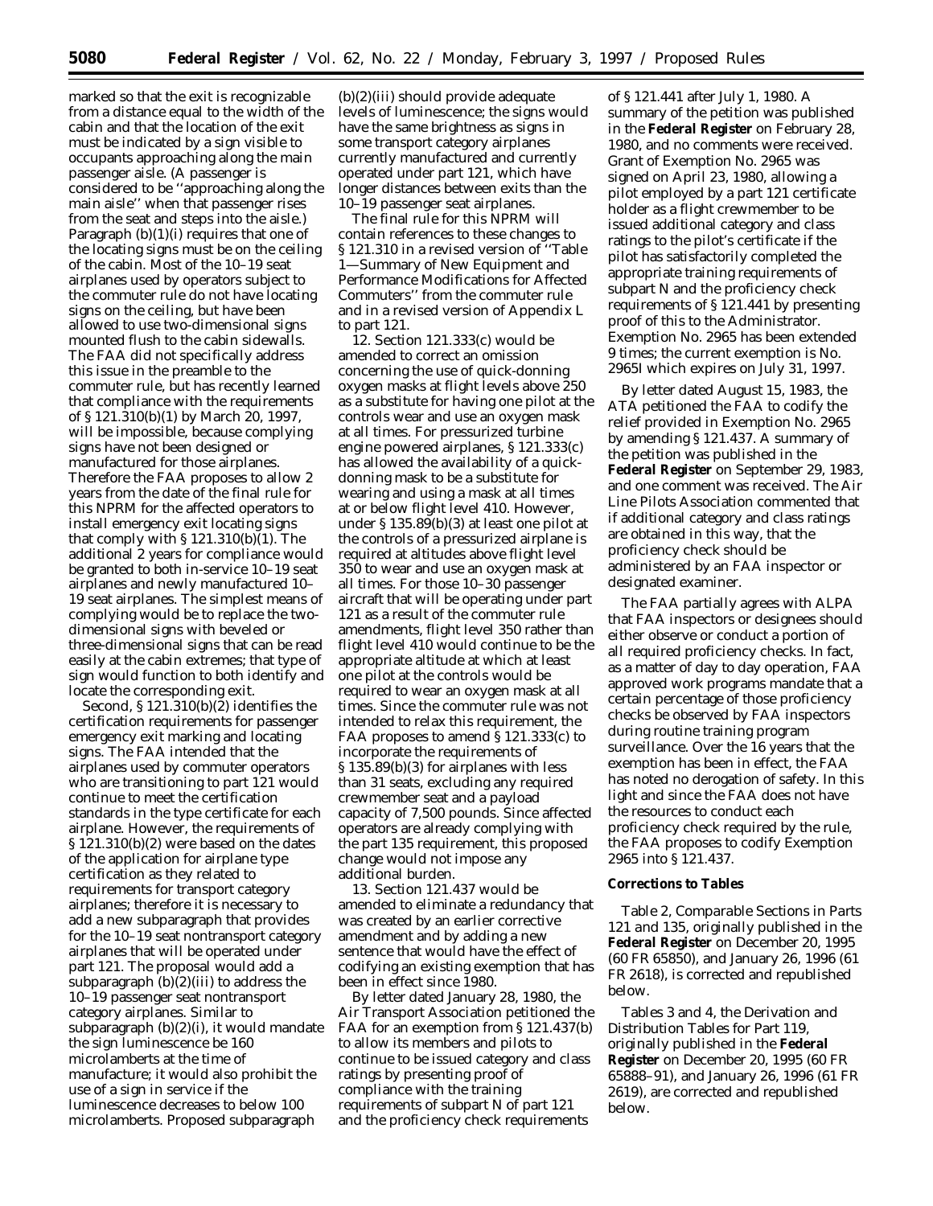marked so that the exit is recognizable from a distance equal to the width of the cabin and that the location of the exit must be indicated by a sign visible to occupants approaching along the main passenger aisle. (A passenger is considered to be ''approaching along the main aisle'' when that passenger rises from the seat and steps into the aisle.) Paragraph (b)(1)(i) requires that one of the locating signs must be on the ceiling of the cabin. Most of the 10–19 seat airplanes used by operators subject to the commuter rule do not have locating signs on the ceiling, but have been allowed to use two-dimensional signs mounted flush to the cabin sidewalls. The FAA did not specifically address this issue in the preamble to the commuter rule, but has recently learned that compliance with the requirements of § 121.310(b)(1) by March 20, 1997, will be impossible, because complying signs have not been designed or manufactured for those airplanes. Therefore the FAA proposes to allow 2 years from the date of the final rule for this NPRM for the affected operators to install emergency exit locating signs that comply with § 121.310(b)(1). The additional 2 years for compliance would be granted to both in-service 10–19 seat airplanes and newly manufactured 10–19 seat airplanes. The simplest means of complying would be to replace the two-dimensional signs with beveled or three-dimensional signs that can be read easily at the cabin extremes; that type of sign would function to both identify and locate the corresponding exit.

Second, § 121.310(b)(2) identifies the certification requirements for passenger emergency exit marking and locating signs. The FAA intended that the airplanes used by commuter operators who are transitioning to part 121 would continue to meet the certification standards in the type certificate for each airplane. However, the requirements of § 121.310(b)(2) were based on the dates of the application for airplane type certification as they related to requirements for transport category airplanes; therefore it is necessary to add a new subparagraph that provides for the 10–19 seat nontransport category airplanes that will be operated under part 121. The proposal would add a subparagraph (b)(2)(iii) to address the 10–19 passenger seat nontransport category airplanes. Similar to subparagraph (b)(2)(i), it would mandate the sign luminescence be 160 microlamberts at the time of manufacture; it would also prohibit the use of a sign in service if the luminescence decreases to below 100 microlamberts. Proposed subparagraph (b)(2)(iii) should provide adequate levels of luminescence; the signs would have the same brightness as signs in some transport category airplanes currently manufactured and currently operated under part 121, which have longer distances between exits than the 10–19 passenger seat airplanes.

The final rule for this NPRM will contain references to these changes to § 121.310 in a revised version of ''Table 1—Summary of New Equipment and Performance Modifications for Affected Commuters'' from the commuter rule and in a revised version of Appendix L to part 121.

12. Section 121.333(c) would be amended to correct an omission concerning the use of quick-donning oxygen masks at flight levels above 250 as a substitute for having one pilot at the controls wear and use an oxygen mask at all times. For pressurized turbine engine powered airplanes, § 121.333(c) has allowed the availability of a quick-donning mask to be a substitute for wearing and using a mask at all times at or below flight level 410. However, under § 135.89(b)(3) at least one pilot at the controls of a pressurized airplane is required at altitudes above flight level 350 to wear and use an oxygen mask at all times. For those 10–30 passenger aircraft that will be operating under part 121 as a result of the commuter rule amendments, flight level 350 rather than flight level 410 would continue to be the appropriate altitude at which at least one pilot at the controls would be required to wear an oxygen mask at all times. Since the commuter rule was not intended to relax this requirement, the FAA proposes to amend § 121.333(c) to incorporate the requirements of § 135.89(b)(3) for airplanes with less than 31 seats, excluding any required crewmember seat and a payload capacity of 7,500 pounds. Since affected operators are already complying with the part 135 requirement, this proposed change would not impose any additional burden.

13. Section 121.437 would be amended to eliminate a redundancy that was created by an earlier corrective amendment and by adding a new sentence that would have the effect of codifying an existing exemption that has been in effect since 1980.

By letter dated January 28, 1980, the Air Transport Association petitioned the FAA for an exemption from § 121.437(b) to allow its members and pilots to continue to be issued category and class ratings by presenting proof of compliance with the training requirements of subpart N of part 121 and the proficiency check requirements of § 121.441 after July 1, 1980. A summary of the petition was published in the **Federal Register** on February 28, 1980, and no comments were received. Grant of Exemption No. 2965 was signed on April 23, 1980, allowing a pilot employed by a part 121 certificate holder as a flight crewmember to be issued additional category and class ratings to the pilot's certificate if the pilot has satisfactorily completed the appropriate training requirements of subpart N and the proficiency check requirements of § 121.441 by presenting proof of this to the Administrator. Exemption No. 2965 has been extended 9 times; the current exemption is No. 2965I which expires on July 31, 1997.

By letter dated August 15, 1983, the ATA petitioned the FAA to codify the relief provided in Exemption No. 2965 by amending § 121.437. A summary of the petition was published in the **Federal Register** on September 29, 1983, and one comment was received. The Air Line Pilots Association commented that if additional category and class ratings are obtained in this way, that the proficiency check should be administered by an FAA inspector or designated examiner.

The FAA partially agrees with ALPA that FAA inspectors or designees should either observe or conduct a portion of all required proficiency checks. In fact, as a matter of day to day operation, FAA approved work programs mandate that a certain percentage of those proficiency checks be observed by FAA inspectors during routine training program surveillance. Over the 16 years that the exemption has been in effect, the FAA has noted no derogation of safety. In this light and since the FAA does not have the resources to conduct each proficiency check required by the rule, the FAA proposes to codify Exemption 2965 into § 121.437.

**Corrections to Tables**

Table 2, Comparable Sections in Parts 121 and 135, originally published in the **Federal Register** on December 20, 1995 (60 FR 65850), and January 26, 1996 (61 FR 2618), is corrected and republished below.

Tables 3 and 4, the Derivation and Distribution Tables for Part 119, originally published in the **Federal Register** on December 20, 1995 (60 FR 65888–91), and January 26, 1996 (61 FR 2619), are corrected and republished below.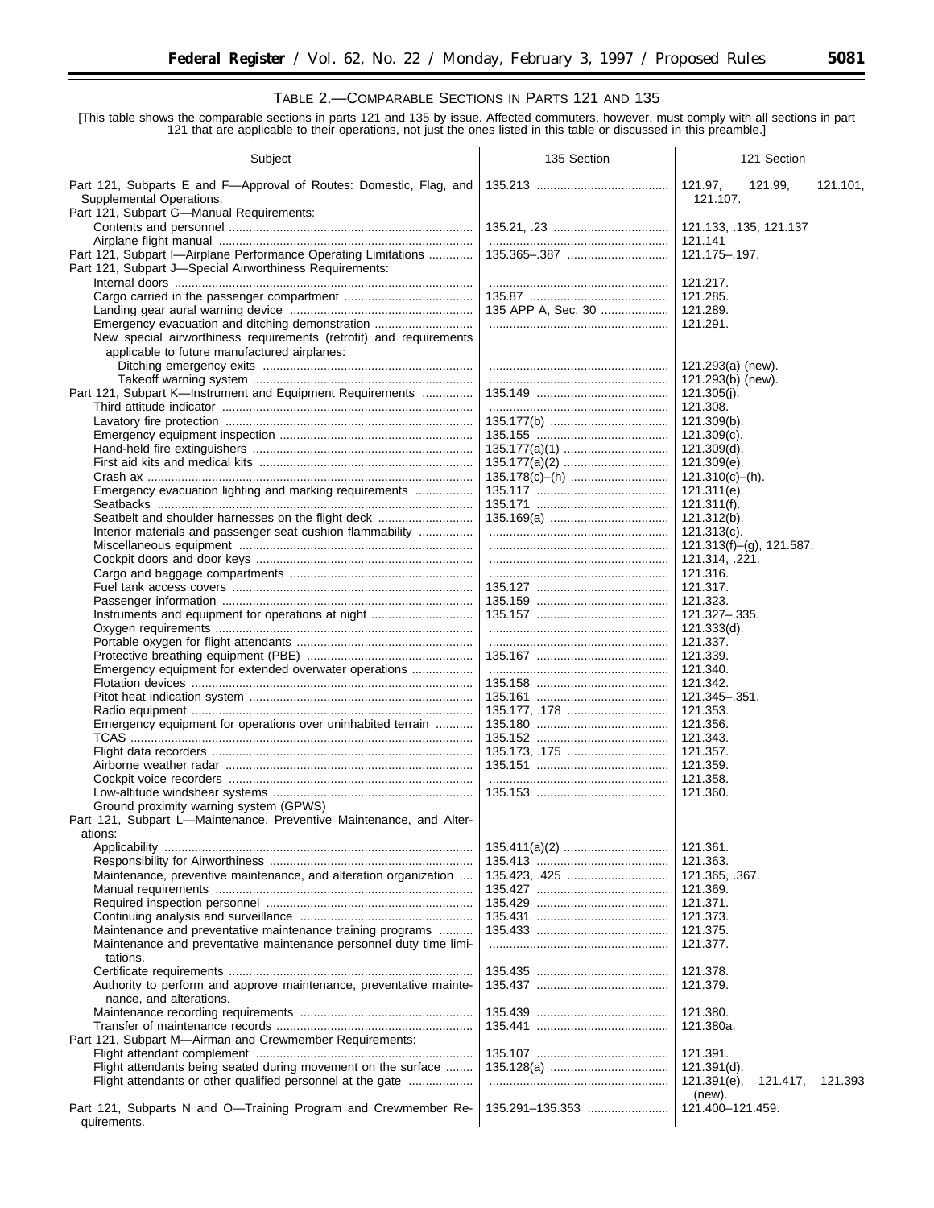TABLE 2.—COMPARABLE SECTIONS IN PARTS 121 AND 135

[This table shows the comparable sections in parts 121 and 135 by issue. Affected commuters, however, must comply with all sections in part 121 that are applicable to their operations, not just the ones listed in this table or discussed in this preamble.]

| Subject | 135 Section | 121 Section |
|---|---|---|
| Part 121, Subparts E and F—Approval of Routes: Domestic, Flag, and Supplemental Operations. | 135.213 | 121.97, 121.99, 121.101, 121.107. |
| Part 121, Subpart G—Manual Requirements: | | |
| Contents and personnel | 135.21, .23 | 121.133, .135, 121.137 |
| Airplane flight manual | | 121.141 |
| Part 121, Subpart I—Airplane Performance Operating Limitations | 135.365–.387 | 121.175–.197. |
| Part 121, Subpart J—Special Airworthiness Requirements: | | |
| Internal doors | | 121.217. |
| Cargo carried in the passenger compartment | 135.87 | 121.285. |
| Landing gear aural warning device | 135 APP A, Sec. 30 | 121.289. |
| Emergency evacuation and ditching demonstration | | 121.291. |
| New special airworthiness requirements (retrofit) and requirements applicable to future manufactured airplanes: | | |
| Ditching emergency exits | | 121.293(a) (new). |
| Takeoff warning system | | 121.293(b) (new). |
| Part 121, Subpart K—Instrument and Equipment Requirements | 135.149 | 121.305(j). |
| Third attitude indicator | | 121.308. |
| Lavatory fire protection | 135.177(b) | 121.309(b). |
| Emergency equipment inspection | 135.155 | 121.309(c). |
| Hand-held fire extinguishers | 135.177(a)(1) | 121.309(d). |
| First aid kits and medical kits | 135.177(a)(2) | 121.309(e). |
| Crash ax | 135.178(c)–(h) | 121.310(c)–(h). |
| Emergency evacuation lighting and marking requirements | 135.117 | 121.311(e). |
| Seatbacks | 135.171 | 121.311(f). |
| Seatbelt and shoulder harnesses on the flight deck | 135.169(a) | 121.312(b). |
| Interior materials and passenger seat cushion flammability | | 121.313(c). |
| Miscellaneous equipment | | 121.313(f)–(g), 121.587. |
| Cockpit doors and door keys | | 121.314, .221. |
| Cargo and baggage compartments | | 121.316. |
| Fuel tank access covers | 135.127 | 121.317. |
| Passenger information | 135.159 | 121.323. |
| Instruments and equipment for operations at night | 135.157 | 121.327–.335. |
| Oxygen requirements | | 121.333(d). |
| Portable oxygen for flight attendants | | 121.337. |
| Protective breathing equipment (PBE) | 135.167 | 121.339. |
| Emergency equipment for extended overwater operations | | 121.340. |
| Flotation devices | 135.158 | 121.342. |
| Pitot heat indication system | 135.161 | 121.345–.351. |
| Radio equipment | 135.177, .178 | 121.353. |
| Emergency equipment for operations over uninhabited terrain | 135.180 | 121.356. |
| TCAS | 135.152 | 121.343. |
| Flight data recorders | 135.173, .175 | 121.357. |
| Airborne weather radar | 135.151 | 121.359. |
| Cockpit voice recorders | | 121.358. |
| Low-altitude windshear systems | 135.153 | 121.360. |
| Ground proximity warning system (GPWS) | | |
| Part 121, Subpart L—Maintenance, Preventive Maintenance, and Alterations: | | |
| Applicability | 135.411(a)(2) | 121.361. |
| Responsibility for Airworthiness | 135.413 | 121.363. |
| Maintenance, preventive maintenance, and alteration organization | 135.423, .425 | 121.365, .367. |
| Manual requirements | 135.427 | 121.369. |
| Required inspection personnel | 135.429 | 121.371. |
| Continuing analysis and surveillance | 135.431 | 121.373. |
| Maintenance and preventative maintenance training programs | 135.433 | 121.375. |
| Maintenance and preventative maintenance personnel duty time limitations. | | 121.377. |
| Certificate requirements | 135.435 | 121.378. |
| Authority to perform and approve maintenance, preventative maintenance, and alterations. | 135.437 | 121.379. |
| Maintenance recording requirements | 135.439 | 121.380. |
| Transfer of maintenance records | 135.441 | 121.380a. |
| Part 121, Subpart M—Airman and Crewmember Requirements: | | |
| Flight attendant complement | 135.107 | 121.391. |
| Flight attendants being seated during movement on the surface | 135.128(a) | 121.391(d). |
| Flight attendants or other qualified personnel at the gate | | 121.391(e), 121.417, 121.393 (new). |
| Part 121, Subparts N and O—Training Program and Crewmember Requirements. | 135.291–135.353 | 121.400–121.459. |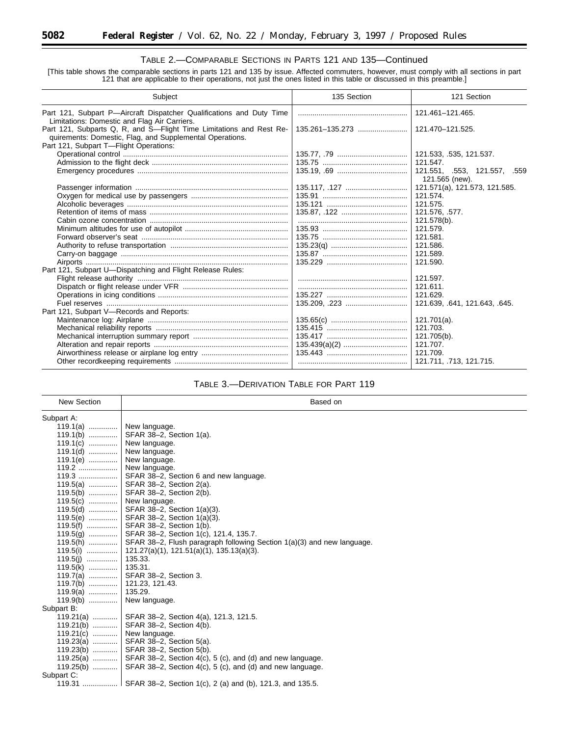TABLE 2.—COMPARABLE SECTIONS IN PARTS 121 AND 135—Continued

[This table shows the comparable sections in parts 121 and 135 by issue. Affected commuters, however, must comply with all sections in part 121 that are applicable to their operations, not just the ones listed in this table or discussed in this preamble.]

| Subject | 135 Section | 121 Section |
|---|---|---|
| Part 121, Subpart P—Aircraft Dispatcher Qualifications and Duty Time Limitations: Domestic and Flag Air Carriers. | | 121.461–121.465. |
| Part 121, Subparts Q, R, and S—Flight Time Limitations and Rest Requirements: Domestic, Flag, and Supplemental Operations. | 135.261–135.273 | 121.470–121.525. |
| Part 121, Subpart T—Flight Operations: | | |
| Operational control | 135.77, .79 | 121.533, .535, 121.537. |
| Admission to the flight deck | 135.75 | 121.547. |
| Emergency procedures | 135.19, .69 | 121.551, .553, 121.557, .559 121.565 (new). |
| Passenger information | 135.117, .127 | 121.571(a), 121.573, 121.585. |
| Oxygen for medical use by passengers | 135.91 | 121.574. |
| Alcoholic beverages | 135.121 | 121.575. |
| Retention of items of mass | 135.87, .122 | 121.576, .577. |
| Cabin ozone concentration | | 121.578(b). |
| Minimum altitudes for use of autopilot | 135.93 | 121.579. |
| Forward observer's seat | 135.75 | 121.581. |
| Authority to refuse transportation | 135.23(q) | 121.586. |
| Carry-on baggage | 135.87 | 121.589. |
| Airports | 135.229 | 121.590. |
| Part 121, Subpart U—Dispatching and Flight Release Rules: | | |
| Flight release authority | | 121.597. |
| Dispatch or flight release under VFR | | 121.611. |
| Operations in icing conditions | 135.227 | 121.629. |
| Fuel reserves | 135.209, .223 | 121.639, .641, 121.643, .645. |
| Part 121, Subpart V—Records and Reports: | | |
| Maintenance log: Airplane | 135.65(c) | 121.701(a). |
| Mechanical reliability reports | 135.415 | 121.703. |
| Mechanical interruption summary report | 135.417 | 121.705(b). |
| Alteration and repair reports | 135.439(a)(2) | 121.707. |
| Airworthiness release or airplane log entry | 135.443 | 121.709. |
| Other recordkeeping requirements | | 121.711, .713, 121.715. |

TABLE 3.—DERIVATION TABLE FOR PART 119

| New Section | Based on |
|---|---|
| Subpart A: | |
| 119.1(a) | New language. |
| 119.1(b) | SFAR 38–2, Section 1(a). |
| 119.1(c) | New language. |
| 119.1(d) | New language. |
| 119.1(e) | New language. |
| 119.2 | New language. |
| 119.3 | SFAR 38–2, Section 6 and new language. |
| 119.5(a) | SFAR 38–2, Section 2(a). |
| 119.5(b) | SFAR 38–2, Section 2(b). |
| 119.5(c) | New language. |
| 119.5(d) | SFAR 38–2, Section 1(a)(3). |
| 119.5(e) | SFAR 38–2, Section 1(a)(3). |
| 119.5(f) | SFAR 38–2, Section 1(b). |
| 119.5(g) | SFAR 38–2, Section 1(c), 121.4, 135.7. |
| 119.5(h) | SFAR 38–2, Flush paragraph following Section 1(a)(3) and new language. |
| 119.5(i) | 121.27(a)(1), 121.51(a)(1), 135.13(a)(3). |
| 119.5(j) | 135.33. |
| 119.5(k) | 135.31. |
| 119.7(a) | SFAR 38–2, Section 3. |
| 119.7(b) | 121.23, 121.43. |
| 119.9(a) | 135.29. |
| 119.9(b) | New language. |
| Subpart B: | |
| 119.21(a) | SFAR 38–2, Section 4(a), 121.3, 121.5. |
| 119.21(b) | SFAR 38–2, Section 4(b). |
| 119.21(c) | New language. |
| 119.23(a) | SFAR 38–2, Section 5(a). |
| 119.23(b) | SFAR 38–2, Section 5(b). |
| 119.25(a) | SFAR 38–2, Section 4(c), 5 (c), and (d) and new language. |
| 119.25(b) | SFAR 38–2, Section 4(c), 5 (c), and (d) and new language. |
| Subpart C: | |
| 119.31 | SFAR 38–2, Section 1(c), 2 (a) and (b), 121.3, and 135.5. |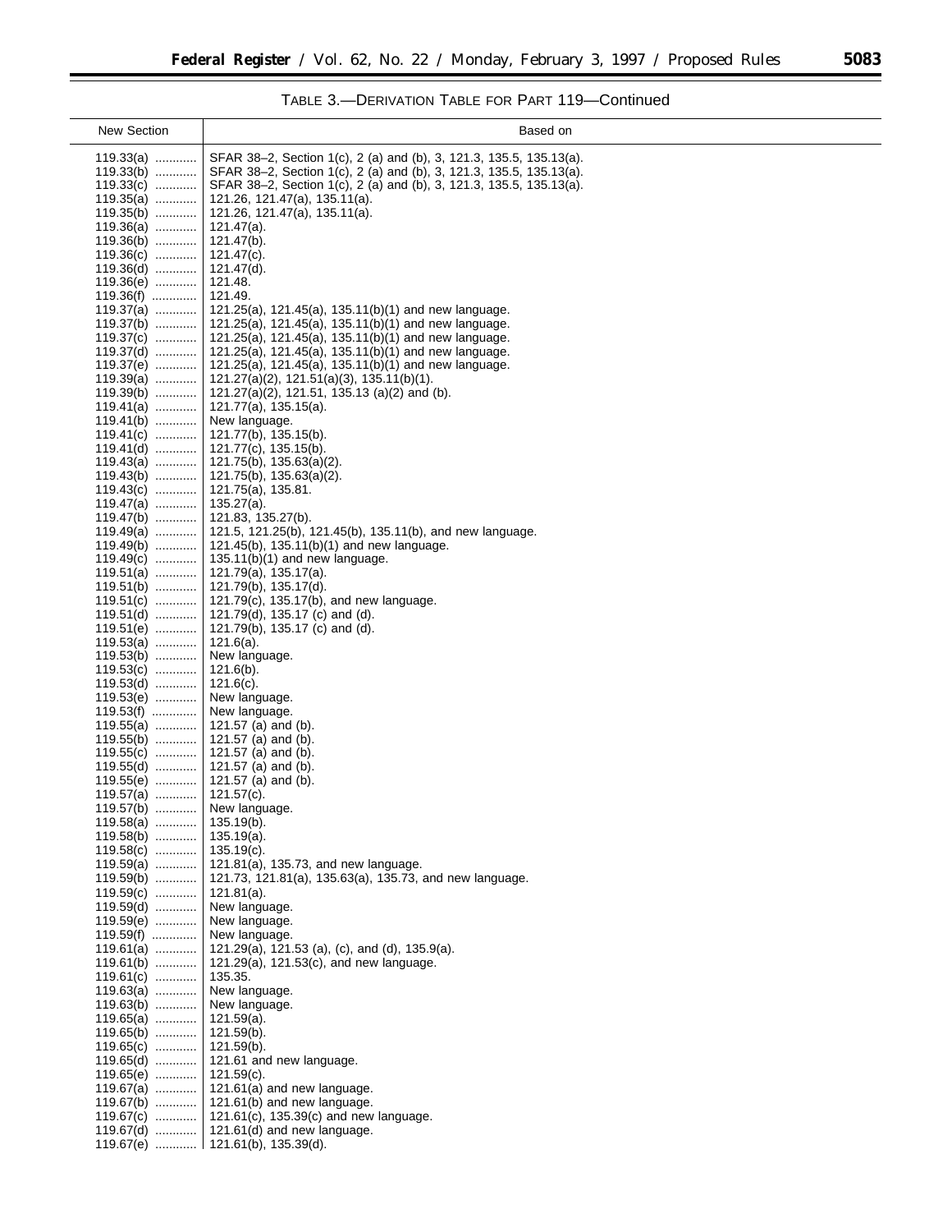TABLE 3.—DERIVATION TABLE FOR PART 119—Continued

| New Section | Based on |
|---|---|
| 119.33(a) | SFAR 38–2, Section 1(c), 2 (a) and (b), 3, 121.3, 135.5, 135.13(a). |
| 119.33(b) | SFAR 38–2, Section 1(c), 2 (a) and (b), 3, 121.3, 135.5, 135.13(a). |
| 119.33(c) | SFAR 38–2, Section 1(c), 2 (a) and (b), 3, 121.3, 135.5, 135.13(a). |
| 119.35(a) | 121.26, 121.47(a), 135.11(a). |
| 119.35(b) | 121.26, 121.47(a), 135.11(a). |
| 119.36(a) | 121.47(a). |
| 119.36(b) | 121.47(b). |
| 119.36(c) | 121.47(c). |
| 119.36(d) | 121.47(d). |
| 119.36(e) | 121.48. |
| 119.36(f) | 121.49. |
| 119.37(a) | 121.25(a), 121.45(a), 135.11(b)(1) and new language. |
| 119.37(b) | 121.25(a), 121.45(a), 135.11(b)(1) and new language. |
| 119.37(c) | 121.25(a), 121.45(a), 135.11(b)(1) and new language. |
| 119.37(d) | 121.25(a), 121.45(a), 135.11(b)(1) and new language. |
| 119.37(e) | 121.25(a), 121.45(a), 135.11(b)(1) and new language. |
| 119.39(a) | 121.27(a)(2), 121.51(a)(3), 135.11(b)(1). |
| 119.39(b) | 121.27(a)(2), 121.51, 135.13 (a)(2) and (b). |
| 119.41(a) | 121.77(a), 135.15(a). |
| 119.41(b) | New language. |
| 119.41(c) | 121.77(b), 135.15(b). |
| 119.41(d) | 121.77(c), 135.15(b). |
| 119.43(a) | 121.75(b), 135.63(a)(2). |
| 119.43(b) | 121.75(b), 135.63(a)(2). |
| 119.43(c) | 121.75(a), 135.81. |
| 119.47(a) | 135.27(a). |
| 119.47(b) | 121.83, 135.27(b). |
| 119.49(a) | 121.5, 121.25(b), 121.45(b), 135.11(b), and new language. |
| 119.49(b) | 121.45(b), 135.11(b)(1) and new language. |
| 119.49(c) | 135.11(b)(1) and new language. |
| 119.51(a) | 121.79(a), 135.17(a). |
| 119.51(b) | 121.79(b), 135.17(d). |
| 119.51(c) | 121.79(c), 135.17(b), and new language. |
| 119.51(d) | 121.79(d), 135.17 (c) and (d). |
| 119.51(e) | 121.79(b), 135.17 (c) and (d). |
| 119.53(a) | 121.6(a). |
| 119.53(b) | New language. |
| 119.53(c) | 121.6(b). |
| 119.53(d) | 121.6(c). |
| 119.53(e) | New language. |
| 119.53(f) | New language. |
| 119.55(a) | 121.57 (a) and (b). |
| 119.55(b) | 121.57 (a) and (b). |
| 119.55(c) | 121.57 (a) and (b). |
| 119.55(d) | 121.57 (a) and (b). |
| 119.55(e) | 121.57 (a) and (b). |
| 119.57(a) | 121.57(c). |
| 119.57(b) | New language. |
| 119.58(a) | 135.19(b). |
| 119.58(b) | 135.19(a). |
| 119.58(c) | 135.19(c). |
| 119.59(a) | 121.81(a), 135.73, and new language. |
| 119.59(b) | 121.73, 121.81(a), 135.63(a), 135.73, and new language. |
| 119.59(c) | 121.81(a). |
| 119.59(d) | New language. |
| 119.59(e) | New language. |
| 119.59(f) | New language. |
| 119.61(a) | 121.29(a), 121.53 (a), (c), and (d), 135.9(a). |
| 119.61(b) | 121.29(a), 121.53(c), and new language. |
| 119.61(c) | 135.35. |
| 119.63(a) | New language. |
| 119.63(b) | New language. |
| 119.65(a) | 121.59(a). |
| 119.65(b) | 121.59(b). |
| 119.65(c) | 121.59(b). |
| 119.65(d) | 121.61 and new language. |
| 119.65(e) | 121.59(c). |
| 119.67(a) | 121.61(a) and new language. |
| 119.67(b) | 121.61(b) and new language. |
| 119.67(c) | 121.61(c), 135.39(c) and new language. |
| 119.67(d) | 121.61(d) and new language. |
| 119.67(e) | 121.61(b), 135.39(d). |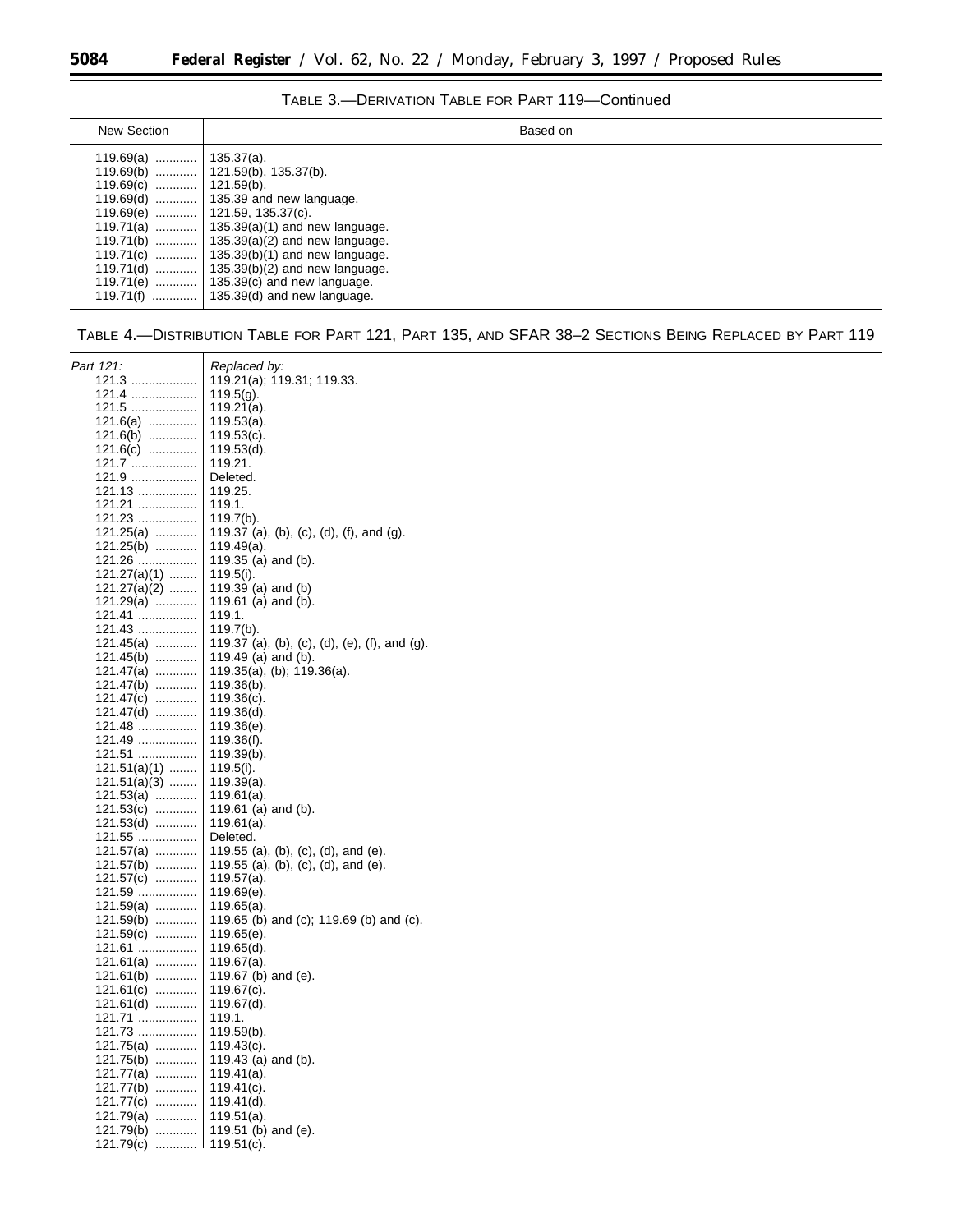TABLE 3.—DERIVATION TABLE FOR PART 119—Continued

| New Section | Based on |
| --- | --- |
| 119.69(a) | 135.37(a). |
| 119.69(b) | 121.59(b), 135.37(b). |
| 119.69(c) | 121.59(b). |
| 119.69(d) | 135.39 and new language. |
| 119.69(e) | 121.59, 135.37(c). |
| 119.71(a) | 135.39(a)(1) and new language. |
| 119.71(b) | 135.39(a)(2) and new language. |
| 119.71(c) | 135.39(b)(1) and new language. |
| 119.71(d) | 135.39(b)(2) and new language. |
| 119.71(e) | 135.39(c) and new language. |
| 119.71(f) | 135.39(d) and new language. |

TABLE 4.—DISTRIBUTION TABLE FOR PART 121, PART 135, AND SFAR 38–2 SECTIONS BEING REPLACED BY PART 119

| *Part 121:* | *Replaced by:* |
| --- | --- |
| 121.3 | 119.21(a); 119.31; 119.33. |
| 121.4 | 119.5(g). |
| 121.5 | 119.21(a). |
| 121.6(a) | 119.53(a). |
| 121.6(b) | 119.53(c). |
| 121.6(c) | 119.53(d). |
| 121.7 | 119.21. |
| 121.9 | Deleted. |
| 121.13 | 119.25. |
| 121.21 | 119.1. |
| 121.23 | 119.7(b). |
| 121.25(a) | 119.37 (a), (b), (c), (d), (f), and (g). |
| 121.25(b) | 119.49(a). |
| 121.26 | 119.35 (a) and (b). |
| 121.27(a)(1) | 119.5(i). |
| 121.27(a)(2) | 119.39 (a) and (b) |
| 121.29(a) | 119.61 (a) and (b). |
| 121.41 | 119.1. |
| 121.43 | 119.7(b). |
| 121.45(a) | 119.37 (a), (b), (c), (d), (e), (f), and (g). |
| 121.45(b) | 119.49 (a) and (b). |
| 121.47(a) | 119.35(a), (b); 119.36(a). |
| 121.47(b) | 119.36(b). |
| 121.47(c) | 119.36(c). |
| 121.47(d) | 119.36(d). |
| 121.48 | 119.36(e). |
| 121.49 | 119.36(f). |
| 121.51 | 119.39(b). |
| 121.51(a)(1) | 119.5(i). |
| 121.51(a)(3) | 119.39(a). |
| 121.53(a) | 119.61(a). |
| 121.53(c) | 119.61 (a) and (b). |
| 121.53(d) | 119.61(a). |
| 121.55 | Deleted. |
| 121.57(a) | 119.55 (a), (b), (c), (d), and (e). |
| 121.57(b) | 119.55 (a), (b), (c), (d), and (e). |
| 121.57(c) | 119.57(a). |
| 121.59 | 119.69(e). |
| 121.59(a) | 119.65(a). |
| 121.59(b) | 119.65 (b) and (c); 119.69 (b) and (c). |
| 121.59(c) | 119.65(e). |
| 121.61 | 119.65(d). |
| 121.61(a) | 119.67(a). |
| 121.61(b) | 119.67 (b) and (e). |
| 121.61(c) | 119.67(c). |
| 121.61(d) | 119.67(d). |
| 121.71 | 119.1. |
| 121.73 | 119.59(b). |
| 121.75(a) | 119.43(c). |
| 121.75(b) | 119.43 (a) and (b). |
| 121.77(a) | 119.41(a). |
| 121.77(b) | 119.41(c). |
| 121.77(c) | 119.41(d). |
| 121.79(a) | 119.51(a). |
| 121.79(b) | 119.51 (b) and (e). |
| 121.79(c) | 119.51(c). |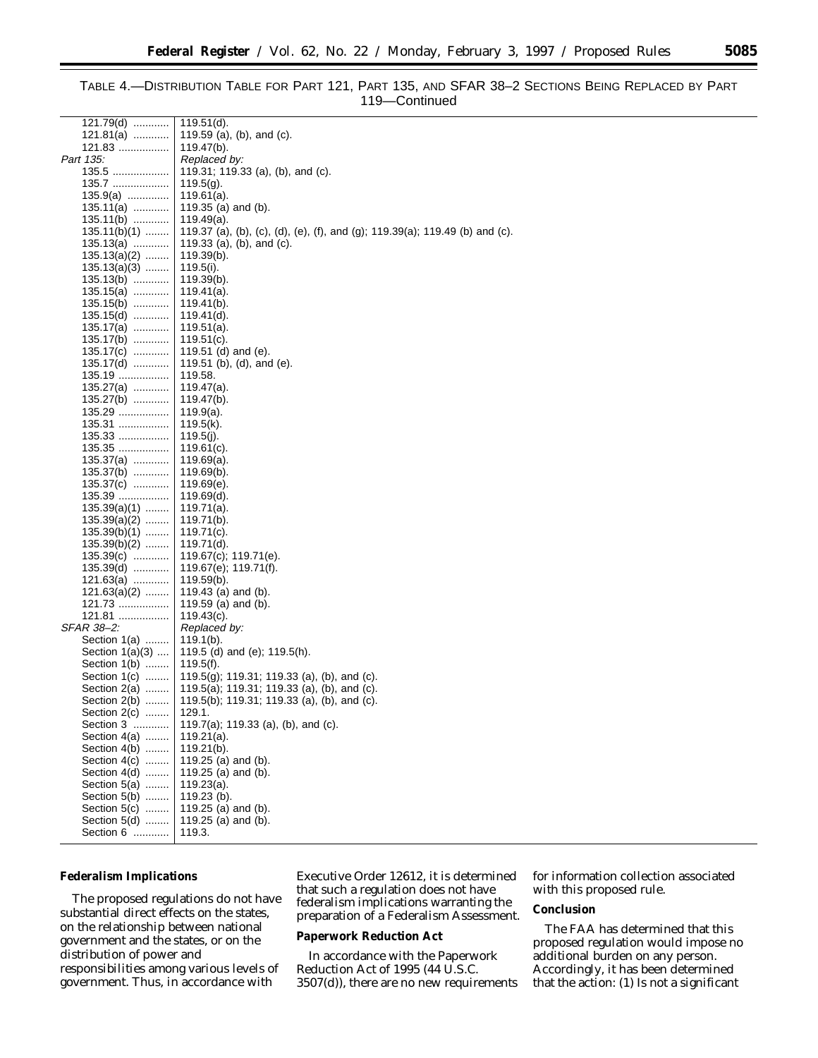TABLE 4.—DISTRIBUTION TABLE FOR PART 121, PART 135, AND SFAR 38–2 SECTIONS BEING REPLACED BY PART 119—Continued

| | |
|---|---|
| 121.79(d) | 119.51(d). |
| 121.81(a) | 119.59 (a), (b), and (c). |
| 121.83 | 119.47(b). |
| *Part 135:* | *Replaced by:* |
| 135.5 | 119.31; 119.33 (a), (b), and (c). |
| 135.7 | 119.5(g). |
| 135.9(a) | 119.61(a). |
| 135.11(a) | 119.35 (a) and (b). |
| 135.11(b) | 119.49(a). |
| 135.11(b)(1) | 119.37 (a), (b), (c), (d), (e), (f), and (g); 119.39(a); 119.49 (b) and (c). |
| 135.13(a) | 119.33 (a), (b), and (c). |
| 135.13(a)(2) | 119.39(b). |
| 135.13(a)(3) | 119.5(i). |
| 135.13(b) | 119.39(b). |
| 135.15(a) | 119.41(a). |
| 135.15(b) | 119.41(b). |
| 135.15(d) | 119.41(d). |
| 135.17(a) | 119.51(a). |
| 135.17(b) | 119.51(c). |
| 135.17(c) | 119.51 (d) and (e). |
| 135.17(d) | 119.51 (b), (d), and (e). |
| 135.19 | 119.58. |
| 135.27(a) | 119.47(a). |
| 135.27(b) | 119.47(b). |
| 135.29 | 119.9(a). |
| 135.31 | 119.5(k). |
| 135.33 | 119.5(j). |
| 135.35 | 119.61(c). |
| 135.37(a) | 119.69(a). |
| 135.37(b) | 119.69(b). |
| 135.37(c) | 119.69(e). |
| 135.39 | 119.69(d). |
| 135.39(a)(1) | 119.71(a). |
| 135.39(a)(2) | 119.71(b). |
| 135.39(b)(1) | 119.71(c). |
| 135.39(b)(2) | 119.71(d). |
| 135.39(c) | 119.67(c); 119.71(e). |
| 135.39(d) | 119.67(e); 119.71(f). |
| 121.63(a) | 119.59(b). |
| 121.63(a)(2) | 119.43 (a) and (b). |
| 121.73 | 119.59 (a) and (b). |
| 121.81 | 119.43(c). |
| *SFAR 38–2:* | *Replaced by:* |
| Section 1(a) | 119.1(b). |
| Section 1(a)(3) | 119.5 (d) and (e); 119.5(h). |
| Section 1(b) | 119.5(f). |
| Section 1(c) | 119.5(g); 119.31; 119.33 (a), (b), and (c). |
| Section 2(a) | 119.5(a); 119.31; 119.33 (a), (b), and (c). |
| Section 2(b) | 119.5(b); 119.31; 119.33 (a), (b), and (c). |
| Section 2(c) | 129.1. |
| Section 3 | 119.7(a); 119.33 (a), (b), and (c). |
| Section 4(a) | 119.21(a). |
| Section 4(b) | 119.21(b). |
| Section 4(c) | 119.25 (a) and (b). |
| Section 4(d) | 119.25 (a) and (b). |
| Section 5(a) | 119.23(a). |
| Section 5(b) | 119.23 (b). |
| Section 5(c) | 119.25 (a) and (b). |
| Section 5(d) | 119.25 (a) and (b). |
| Section 6 | 119.3. |

**Federalism Implications**

The proposed regulations do not have substantial direct effects on the states, on the relationship between national government and the states, or on the distribution of power and responsibilities among various levels of government. Thus, in accordance with Executive Order 12612, it is determined that such a regulation does not have federalism implications warranting the preparation of a Federalism Assessment.

**Paperwork Reduction Act**

In accordance with the Paperwork Reduction Act of 1995 (44 U.S.C. 3507(d)), there are no new requirements for information collection associated with this proposed rule.

**Conclusion**

The FAA has determined that this proposed regulation would impose no additional burden on any person. Accordingly, it has been determined that the action: (1) Is not a significant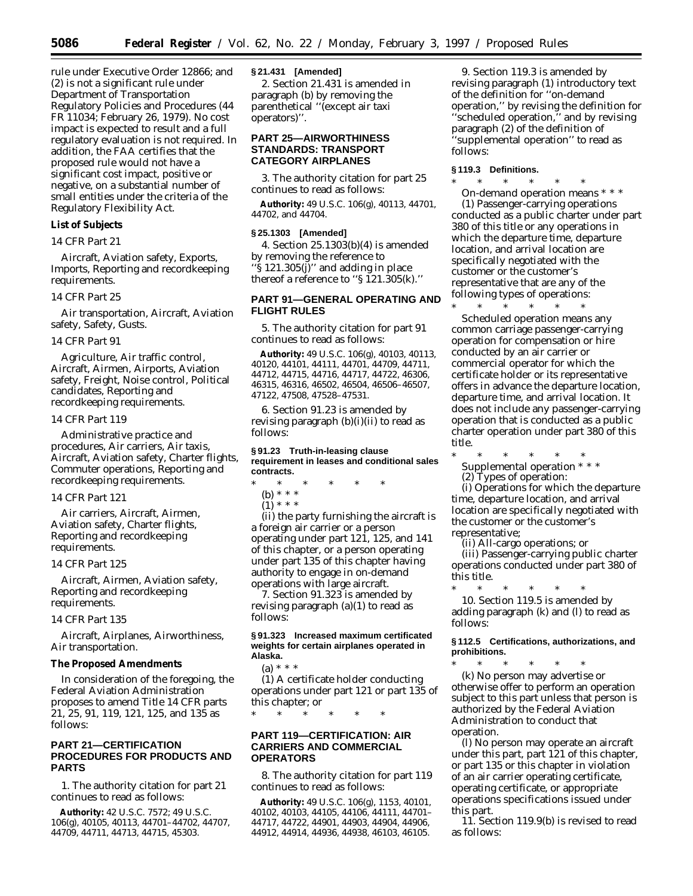rule under Executive Order 12866; and (2) is not a significant rule under Department of Transportation Regulatory Policies and Procedures (44 FR 11034; February 26, 1979). No cost impact is expected to result and a full regulatory evaluation is not required. In addition, the FAA certifies that the proposed rule would not have a significant cost impact, positive or negative, on a substantial number of small entities under the criteria of the Regulatory Flexibility Act.

**List of Subjects**

*14 CFR Part 21*

Aircraft, Aviation safety, Exports, Imports, Reporting and recordkeeping requirements.

*14 CFR Part 25*

Air transportation, Aircraft, Aviation safety, Safety, Gusts.

*14 CFR Part 91*

Agriculture, Air traffic control, Aircraft, Airmen, Airports, Aviation safety, Freight, Noise control, Political candidates, Reporting and recordkeeping requirements.

*14 CFR Part 119*

Administrative practice and procedures, Air carriers, Air taxis, Aircraft, Aviation safety, Charter flights, Commuter operations, Reporting and recordkeeping requirements.

*14 CFR Part 121*

Air carriers, Aircraft, Airmen, Aviation safety, Charter flights, Reporting and recordkeeping requirements.

*14 CFR Part 125*

Aircraft, Airmen, Aviation safety, Reporting and recordkeeping requirements.

*14 CFR Part 135*

Aircraft, Airplanes, Airworthiness, Air transportation.

**The Proposed Amendments**

In consideration of the foregoing, the Federal Aviation Administration proposes to amend Title 14 CFR parts 21, 25, 91, 119, 121, 125, and 135 as follows:

## PART 21—CERTIFICATION PROCEDURES FOR PRODUCTS AND PARTS

1. The authority citation for part 21 continues to read as follows:

**Authority:** 42 U.S.C. 7572; 49 U.S.C. 106(g), 40105, 40113, 44701–44702, 44707, 44709, 44711, 44713, 44715, 45303.

**§ 21.431 [Amended]**

2. Section 21.431 is amended in paragraph (b) by removing the parenthetical ''(except air taxi operators)''.

## PART 25—AIRWORTHINESS STANDARDS: TRANSPORT CATEGORY AIRPLANES

3. The authority citation for part 25 continues to read as follows:

**Authority:** 49 U.S.C. 106(g), 40113, 44701, 44702, and 44704.

**§ 25.1303 [Amended]**

4. Section 25.1303(b)(4) is amended by removing the reference to ''§ 121.305(j)'' and adding in place thereof a reference to ''§ 121.305(k).''

## PART 91—GENERAL OPERATING AND FLIGHT RULES

5. The authority citation for part 91 continues to read as follows:

**Authority:** 49 U.S.C. 106(g), 40103, 40113, 40120, 44101, 44111, 44701, 44709, 44711, 44712, 44715, 44716, 44717, 44722, 46306, 46315, 46316, 46502, 46504, 46506–46507, 47122, 47508, 47528–47531.

6. Section 91.23 is amended by revising paragraph (b)(i)(ii) to read as follows:

**§ 91.23 Truth-in-leasing clause requirement in leases and conditional sales contracts.**

\* \* \* \* \*

(b) \* \* \*

(1) \* \* \*

(ii) the party furnishing the aircraft is a foreign air carrier or a person operating under part 121, 125, and 141 of this chapter, or a person operating under part 135 of this chapter having authority to engage in on-demand operations with large aircraft.

7. Section 91.323 is amended by revising paragraph (a)(1) to read as follows:

**§ 91.323 Increased maximum certificated weights for certain airplanes operated in Alaska.**

(a) \* \* \*

(1) A certificate holder conducting operations under part 121 or part 135 of this chapter; or

\* \* \* \* \*

## PART 119—CERTIFICATION: AIR CARRIERS AND COMMERCIAL OPERATORS

8. The authority citation for part 119 continues to read as follows:

**Authority:** 49 U.S.C. 106(g), 1153, 40101, 40102, 40103, 44105, 44106, 44111, 44701–44717, 44722, 44901, 44903, 44904, 44906, 44912, 44914, 44936, 44938, 46103, 46105.

9. Section 119.3 is amended by revising paragraph (1) introductory text of the definition for ''on-demand operation,'' by revising the definition for ''scheduled operation,'' and by revising paragraph (2) of the definition of ''supplemental operation'' to read as follows:

**§ 119.3 Definitions.**

\* \* \* \* \*

*On-demand operation* means \* \* \*

(1) Passenger-carrying operations conducted as a public charter under part 380 of this title or any operations in which the departure time, departure location, and arrival location are specifically negotiated with the customer or the customer's representative that are any of the following types of operations:

\* \* \* \* \*

*Scheduled operation* means any common carriage passenger-carrying operation for compensation or hire conducted by an air carrier or commercial operator for which the certificate holder or its representative offers in advance the departure location, departure time, and arrival location. It does not include any passenger-carrying operation that is conducted as a public charter operation under part 380 of this title.

\* \* \* \* \*

*Supplemental operation* \* \* \*

(2) Types of operation:

(i) Operations for which the departure time, departure location, and arrival location are specifically negotiated with the customer or the customer's representative;

(ii) All-cargo operations; or

(iii) Passenger-carrying public charter operations conducted under part 380 of this title.

\* \* \* \* \*

10. Section 119.5 is amended by adding paragraph (k) and (l) to read as follows:

**§ 112.5 Certifications, authorizations, and prohibitions.**

\* \* \* \* \*

(k) No person may advertise or otherwise offer to perform an operation subject to this part unless that person is authorized by the Federal Aviation Administration to conduct that operation.

(l) No person may operate an aircraft under this part, part 121 of this chapter, or part 135 or this chapter in violation of an air carrier operating certificate, operating certificate, or appropriate operations specifications issued under this part.

11. Section 119.9(b) is revised to read as follows: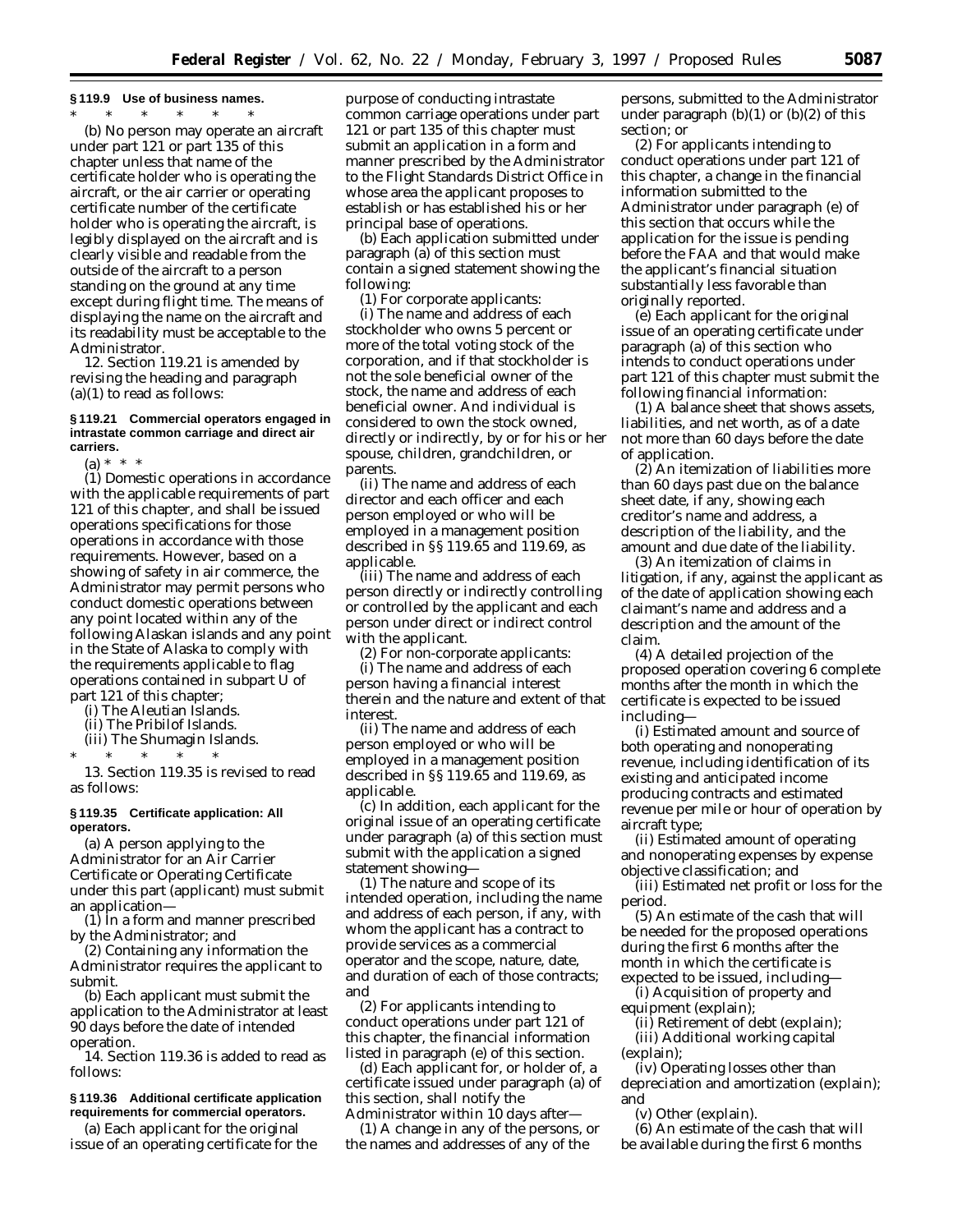**§ 119.9 Use of business names.**

\* \* \* \* \*

(b) No person may operate an aircraft under part 121 or part 135 of this chapter unless that name of the certificate holder who is operating the aircraft, or the air carrier or operating certificate number of the certificate holder who is operating the aircraft, is legibly displayed on the aircraft and is clearly visible and readable from the outside of the aircraft to a person standing on the ground at any time except during flight time. The means of displaying the name on the aircraft and its readability must be acceptable to the Administrator.

12. Section 119.21 is amended by revising the heading and paragraph (a)(1) to read as follows:

**§ 119.21 Commercial operators engaged in intrastate common carriage and direct air carriers.**

(a) \* \* \*

(1) Domestic operations in accordance with the applicable requirements of part 121 of this chapter, and shall be issued operations specifications for those operations in accordance with those requirements. However, based on a showing of safety in air commerce, the Administrator may permit persons who conduct domestic operations between any point located within any of the following Alaskan islands and any point in the State of Alaska to comply with the requirements applicable to flag operations contained in subpart U of part 121 of this chapter;

(i) The Aleutian Islands.

(ii) The Pribilof Islands.

(iii) The Shumagin Islands.

\* \* \* \* \*

13. Section 119.35 is revised to read as follows:

**§ 119.35 Certificate application: All operators.**

(a) A person applying to the Administrator for an Air Carrier Certificate or Operating Certificate under this part (applicant) must submit an application—

(1) In a form and manner prescribed by the Administrator; and

(2) Containing any information the Administrator requires the applicant to submit.

(b) Each applicant must submit the application to the Administrator at least 90 days before the date of intended operation.

14. Section 119.36 is added to read as follows:

**§ 119.36 Additional certificate application requirements for commercial operators.**

(a) Each applicant for the original issue of an operating certificate for the purpose of conducting intrastate common carriage operations under part 121 or part 135 of this chapter must submit an application in a form and manner prescribed by the Administrator to the Flight Standards District Office in whose area the applicant proposes to establish or has established his or her principal base of operations.

(b) Each application submitted under paragraph (a) of this section must contain a signed statement showing the following:

(1) For corporate applicants:

(i) The name and address of each stockholder who owns 5 percent or more of the total voting stock of the corporation, and if that stockholder is not the sole beneficial owner of the stock, the name and address of each beneficial owner. And individual is considered to own the stock owned, directly or indirectly, by or for his or her spouse, children, grandchildren, or parents.

(ii) The name and address of each director and each officer and each person employed or who will be employed in a management position described in §§ 119.65 and 119.69, as applicable.

(iii) The name and address of each person directly or indirectly controlling or controlled by the applicant and each person under direct or indirect control with the applicant.

(2) For non-corporate applicants:

(i) The name and address of each person having a financial interest therein and the nature and extent of that interest.

(ii) The name and address of each person employed or who will be employed in a management position described in §§ 119.65 and 119.69, as applicable.

(c) In addition, each applicant for the original issue of an operating certificate under paragraph (a) of this section must submit with the application a signed statement showing—

(1) The nature and scope of its intended operation, including the name and address of each person, if any, with whom the applicant has a contract to provide services as a commercial operator and the scope, nature, date, and duration of each of those contracts; and

(2) For applicants intending to conduct operations under part 121 of this chapter, the financial information listed in paragraph (e) of this section.

(d) Each applicant for, or holder of, a certificate issued under paragraph (a) of this section, shall notify the Administrator within 10 days after—

(1) A change in any of the persons, or the names and addresses of any of the persons, submitted to the Administrator under paragraph (b)(1) or (b)(2) of this section; or

(2) For applicants intending to conduct operations under part 121 of this chapter, a change in the financial information submitted to the Administrator under paragraph (e) of this section that occurs while the application for the issue is pending before the FAA and that would make the applicant's financial situation substantially less favorable than originally reported.

(e) Each applicant for the original issue of an operating certificate under paragraph (a) of this section who intends to conduct operations under part 121 of this chapter must submit the following financial information:

(1) A balance sheet that shows assets, liabilities, and net worth, as of a date not more than 60 days before the date of application.

(2) An itemization of liabilities more than 60 days past due on the balance sheet date, if any, showing each creditor's name and address, a description of the liability, and the amount and due date of the liability.

(3) An itemization of claims in litigation, if any, against the applicant as of the date of application showing each claimant's name and address and a description and the amount of the claim.

(4) A detailed projection of the proposed operation covering 6 complete months after the month in which the certificate is expected to be issued including—

(i) Estimated amount and source of both operating and nonoperating revenue, including identification of its existing and anticipated income producing contracts and estimated revenue per mile or hour of operation by aircraft type;

(ii) Estimated amount of operating and nonoperating expenses by expense objective classification; and

(iii) Estimated net profit or loss for the period.

(5) An estimate of the cash that will be needed for the proposed operations during the first 6 months after the month in which the certificate is expected to be issued, including—

(i) Acquisition of property and equipment (explain);

(ii) Retirement of debt (explain);

(iii) Additional working capital (explain);

(iv) Operating losses other than depreciation and amortization (explain); and

(v) Other (explain).

(6) An estimate of the cash that will be available during the first 6 months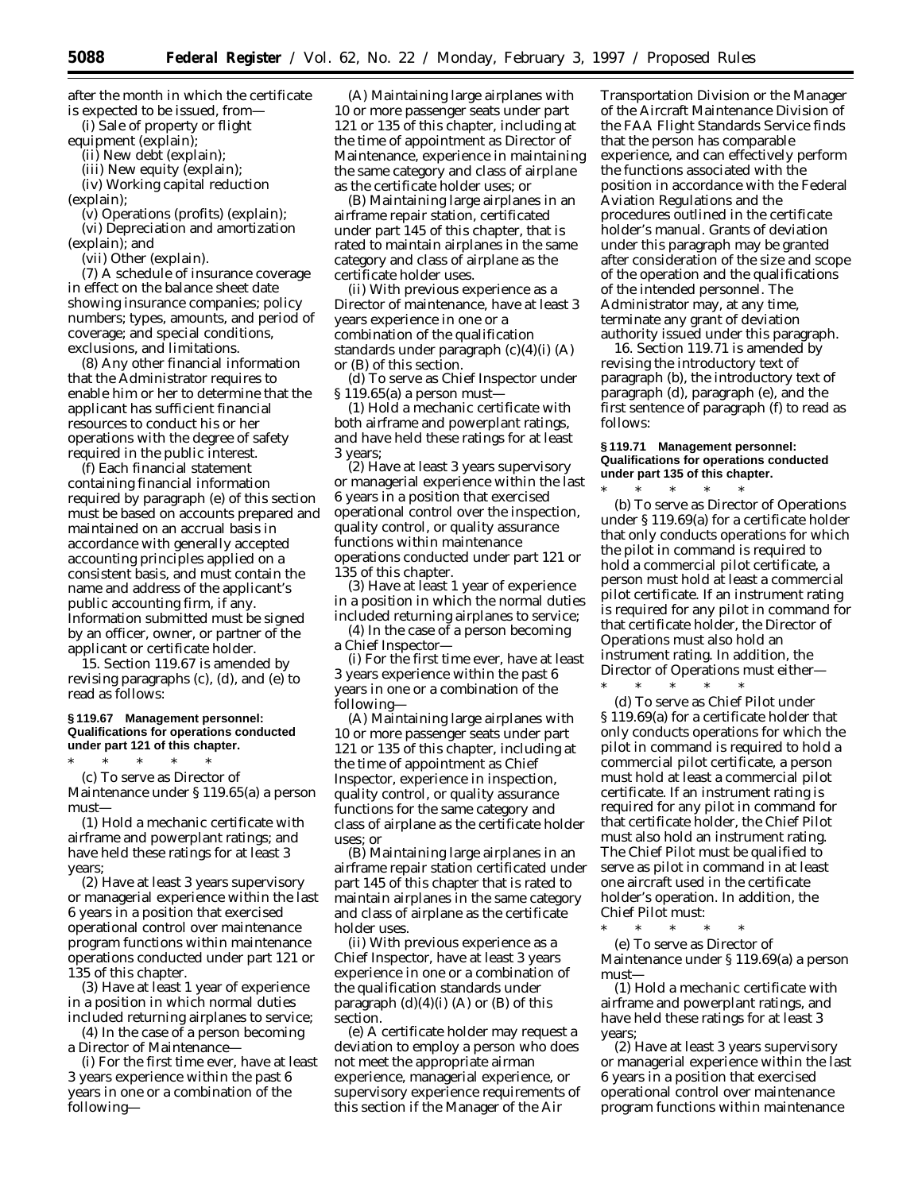after the month in which the certificate is expected to be issued, from—

(i) Sale of property or flight equipment (explain);

(ii) New debt (explain);

(iii) New equity (explain);

(iv) Working capital reduction (explain);

(v) Operations (profits) (explain);

(vi) Depreciation and amortization (explain); and

(vii) Other (explain).

(7) A schedule of insurance coverage in effect on the balance sheet date showing insurance companies; policy numbers; types, amounts, and period of coverage; and special conditions, exclusions, and limitations.

(8) Any other financial information that the Administrator requires to enable him or her to determine that the applicant has sufficient financial resources to conduct his or her operations with the degree of safety required in the public interest.

(f) Each financial statement containing financial information required by paragraph (e) of this section must be based on accounts prepared and maintained on an accrual basis in accordance with generally accepted accounting principles applied on a consistent basis, and must contain the name and address of the applicant's public accounting firm, if any. Information submitted must be signed by an officer, owner, or partner of the applicant or certificate holder.

15. Section 119.67 is amended by revising paragraphs (c), (d), and (e) to read as follows:

**§ 119.67 Management personnel: Qualifications for operations conducted under part 121 of this chapter.**

* * * * *

(c) To serve as Director of Maintenance under § 119.65(a) a person must—

(1) Hold a mechanic certificate with airframe and powerplant ratings; and have held these ratings for at least 3 years;

(2) Have at least 3 years supervisory or managerial experience within the last 6 years in a position that exercised operational control over maintenance program functions within maintenance operations conducted under part 121 or 135 of this chapter.

(3) Have at least 1 year of experience in a position in which normal duties included returning airplanes to service;

(4) In the case of a person becoming a Director of Maintenance—

(i) For the first time ever, have at least 3 years experience within the past 6 years in one or a combination of the following—

(A) Maintaining large airplanes with 10 or more passenger seats under part 121 or 135 of this chapter, including at the time of appointment as Director of Maintenance, experience in maintaining the same category and class of airplane as the certificate holder uses; or

(B) Maintaining large airplanes in an airframe repair station, certificated under part 145 of this chapter, that is rated to maintain airplanes in the same category and class of airplane as the certificate holder uses.

(ii) With previous experience as a Director of maintenance, have at least 3 years experience in one or a combination of the qualification standards under paragraph (c)(4)(i) (A) or (B) of this section.

(d) To serve as Chief Inspector under § 119.65(a) a person must—

(1) Hold a mechanic certificate with both airframe and powerplant ratings, and have held these ratings for at least 3 years;

(2) Have at least 3 years supervisory or managerial experience within the last 6 years in a position that exercised operational control over the inspection, quality control, or quality assurance functions within maintenance operations conducted under part 121 or 135 of this chapter.

(3) Have at least 1 year of experience in a position in which the normal duties included returning airplanes to service;

(4) In the case of a person becoming a Chief Inspector—

(i) For the first time ever, have at least 3 years experience within the past 6 years in one or a combination of the following—

(A) Maintaining large airplanes with 10 or more passenger seats under part 121 or 135 of this chapter, including at the time of appointment as Chief Inspector, experience in inspection, quality control, or quality assurance functions for the same category and class of airplane as the certificate holder uses; or

(B) Maintaining large airplanes in an airframe repair station certificated under part 145 of this chapter that is rated to maintain airplanes in the same category and class of airplane as the certificate holder uses.

(ii) With previous experience as a Chief Inspector, have at least 3 years experience in one or a combination of the qualification standards under paragraph (d)(4)(i) (A) or (B) of this section.

(e) A certificate holder may request a deviation to employ a person who does not meet the appropriate airman experience, managerial experience, or supervisory experience requirements of this section if the Manager of the Air Transportation Division or the Manager of the Aircraft Maintenance Division of the FAA Flight Standards Service finds that the person has comparable experience, and can effectively perform the functions associated with the position in accordance with the Federal Aviation Regulations and the procedures outlined in the certificate holder's manual. Grants of deviation under this paragraph may be granted after consideration of the size and scope of the operation and the qualifications of the intended personnel. The Administrator may, at any time, terminate any grant of deviation authority issued under this paragraph.

16. Section 119.71 is amended by revising the introductory text of paragraph (b), the introductory text of paragraph (d), paragraph (e), and the first sentence of paragraph (f) to read as follows:

**§ 119.71 Management personnel: Qualifications for operations conducted under part 135 of this chapter.**

* * * * *

(b) To serve as Director of Operations under § 119.69(a) for a certificate holder that only conducts operations for which the pilot in command is required to hold a commercial pilot certificate, a person must hold at least a commercial pilot certificate. If an instrument rating is required for any pilot in command for that certificate holder, the Director of Operations must also hold an instrument rating. In addition, the Director of Operations must either—

* * * * *

(d) To serve as Chief Pilot under § 119.69(a) for a certificate holder that only conducts operations for which the pilot in command is required to hold a commercial pilot certificate, a person must hold at least a commercial pilot certificate. If an instrument rating is required for any pilot in command for that certificate holder, the Chief Pilot must also hold an instrument rating. The Chief Pilot must be qualified to serve as pilot in command in at least one aircraft used in the certificate holder's operation. In addition, the Chief Pilot must:

* * * * *

(e) To serve as Director of Maintenance under § 119.69(a) a person must—

(1) Hold a mechanic certificate with airframe and powerplant ratings, and have held these ratings for at least 3 years;

(2) Have at least 3 years supervisory or managerial experience within the last 6 years in a position that exercised operational control over maintenance program functions within maintenance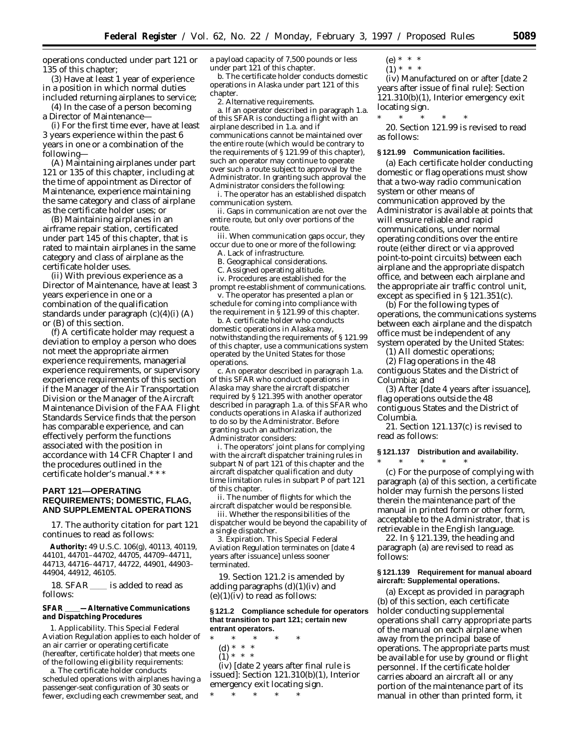operations conducted under part 121 or 135 of this chapter;

(3) Have at least 1 year of experience in a position in which normal duties included returning airplanes to service;

(4) In the case of a person becoming a Director of Maintenance—

(i) For the first time ever, have at least 3 years experience within the past 6 years in one or a combination of the following—

(A) Maintaining airplanes under part 121 or 135 of this chapter, including at the time of appointment as Director of Maintenance, experience maintaining the same category and class of airplane as the certificate holder uses; or

(B) Maintaining airplanes in an airframe repair station, certificated under part 145 of this chapter, that is rated to maintain airplanes in the same category and class of airplane as the certificate holder uses.

(ii) With previous experience as a Director of Maintenance, have at least 3 years experience in one or a combination of the qualification standards under paragraph (c)(4)(i) (A) or (B) of this section.

(f) A certificate holder may request a deviation to employ a person who does not meet the appropriate airmen experience requirements, managerial experience requirements, or supervisory experience requirements of this section if the Manager of the Air Transportation Division or the Manager of the Aircraft Maintenance Division of the FAA Flight Standards Service finds that the person has comparable experience, and can effectively perform the functions associated with the position in accordance with 14 CFR Chapter I and the procedures outlined in the certificate holder's manual.* * *

## PART 121—OPERATING REQUIREMENTS; DOMESTIC, FLAG, AND SUPPLEMENTAL OPERATIONS

17. The authority citation for part 121 continues to read as follows:

**Authority:** 49 U.S.C. 106(g), 40113, 40119, 44101, 44701–44702, 44705, 44709–44711, 44713, 44716–44717, 44722, 44901, 44903–44904, 44912, 46105.

18. SFAR \_\_\_\_ is added to read as follows:

**SFAR \_\_\_\_—*Alternative Communications and Dispatching Procedures***

1. *Applicability.* This Special Federal Aviation Regulation applies to each holder of an air carrier or operating certificate (hereafter, certificate holder) that meets one of the following eligibility requirements:

a. The certificate holder conducts scheduled operations with airplanes having a passenger-seat configuration of 30 seats or fewer, excluding each crewmember seat, and a payload capacity of 7,500 pounds or less under part 121 of this chapter.

b. The certificate holder conducts domestic operations in Alaska under part 121 of this chapter.

2. *Alternative requirements.*

a. If an operator described in paragraph 1.a. of this SFAR is conducting a flight with an airplane described in 1.a. and if communications cannot be maintained over the entire route (which would be contrary to the requirements of § 121.99 of this chapter), such an operator may continue to operate over such a route subject to approval by the Administrator. In granting such approval the Administrator considers the following:

i. The operator has an established dispatch communication system.

ii. Gaps in communication are not over the entire route, but only over portions of the route.

iii. When communication gaps occur, they occur due to one or more of the following:

A. Lack of infrastructure.

B. Geographical considerations.

C. Assigned operating altitude.

iv. Procedures are established for the prompt re-establishment of communications.

v. The operator has presented a plan or schedule for coming into compliance with the requirement in § 121.99 of this chapter.

b. A certificate holder who conducts domestic operations in Alaska may, notwithstanding the requirements of § 121.99 of this chapter, use a communications system operated by the United States for those operations.

c. An operator described in paragraph 1.a. of this SFAR who conduct operations in Alaska may share the aircraft dispatcher required by § 121.395 with another operator described in paragraph 1.a. of this SFAR who conducts operations in Alaska if authorized to do so by the Administrator. Before granting such an authorization, the Administrator considers:

i. The operators' joint plans for complying with the aircraft dispatcher training rules in subpart N of part 121 of this chapter and the aircraft dispatcher qualification and duty time limitation rules in subpart P of part 121 of this chapter.

ii. The number of flights for which the aircraft dispatcher would be responsible.

iii. Whether the responsibilities of the dispatcher would be beyond the capability of a single dispatcher.

3. *Expiration.* This Special Federal Aviation Regulation terminates on [date 4 years after issuance] unless sooner terminated.

19. Section 121.2 is amended by adding paragraphs (d)(1)(iv) and (e)(1)(iv) to read as follows:

**§ 121.2 Compliance schedule for operators that transition to part 121; certain new entrant operators.**

\* \* \* \* \*

(d) \* \* \*

(1) \* \* \*

(iv) [date 2 years after final rule is issued]: Section 121.310(b)(1), Interior emergency exit locating sign.

\* \* \* \* \*

(e) \* \* \*

(1) \* \* \*

(iv) Manufactured on or after [date 2 years after issue of final rule]: Section 121.310(b)(1), Interior emergency exit locating sign.

\* \* \* \* \*

20. Section 121.99 is revised to read as follows:

**§ 121.99 Communication facilities.**

(a) Each certificate holder conducting domestic or flag operations must show that a two-way radio communication system or other means of communication approved by the Administrator is available at points that will ensure reliable and rapid communications, under normal operating conditions over the entire route (either direct or via approved point-to-point circuits) between each airplane and the appropriate dispatch office, and between each airplane and the appropriate air traffic control unit, except as specified in § 121.351(c).

(b) For the following types of operations, the communications systems between each airplane and the dispatch office must be independent of any system operated by the United States:

(1) All domestic operations;

(2) Flag operations in the 48 contiguous States and the District of Columbia; and

(3) After [date 4 years after issuance], flag operations outside the 48 contiguous States and the District of Columbia.

21. Section 121.137(c) is revised to read as follows:

**§ 121.137 Distribution and availability.**

\* \* \* \* \*

(c) For the purpose of complying with paragraph (a) of this section, a certificate holder may furnish the persons listed therein the maintenance part of the manual in printed form or other form, acceptable to the Administrator, that is retrievable in the English language.

22. In § 121.139, the heading and paragraph (a) are revised to read as follows:

**§ 121.139 Requirement for manual aboard aircraft: Supplemental operations.**

(a) Except as provided in paragraph (b) of this section, each certificate holder conducting supplemental operations shall carry appropriate parts of the manual on each airplane when away from the principal base of operations. The appropriate parts must be available for use by ground or flight personnel. If the certificate holder carries aboard an aircraft all or any portion of the maintenance part of its manual in other than printed form, it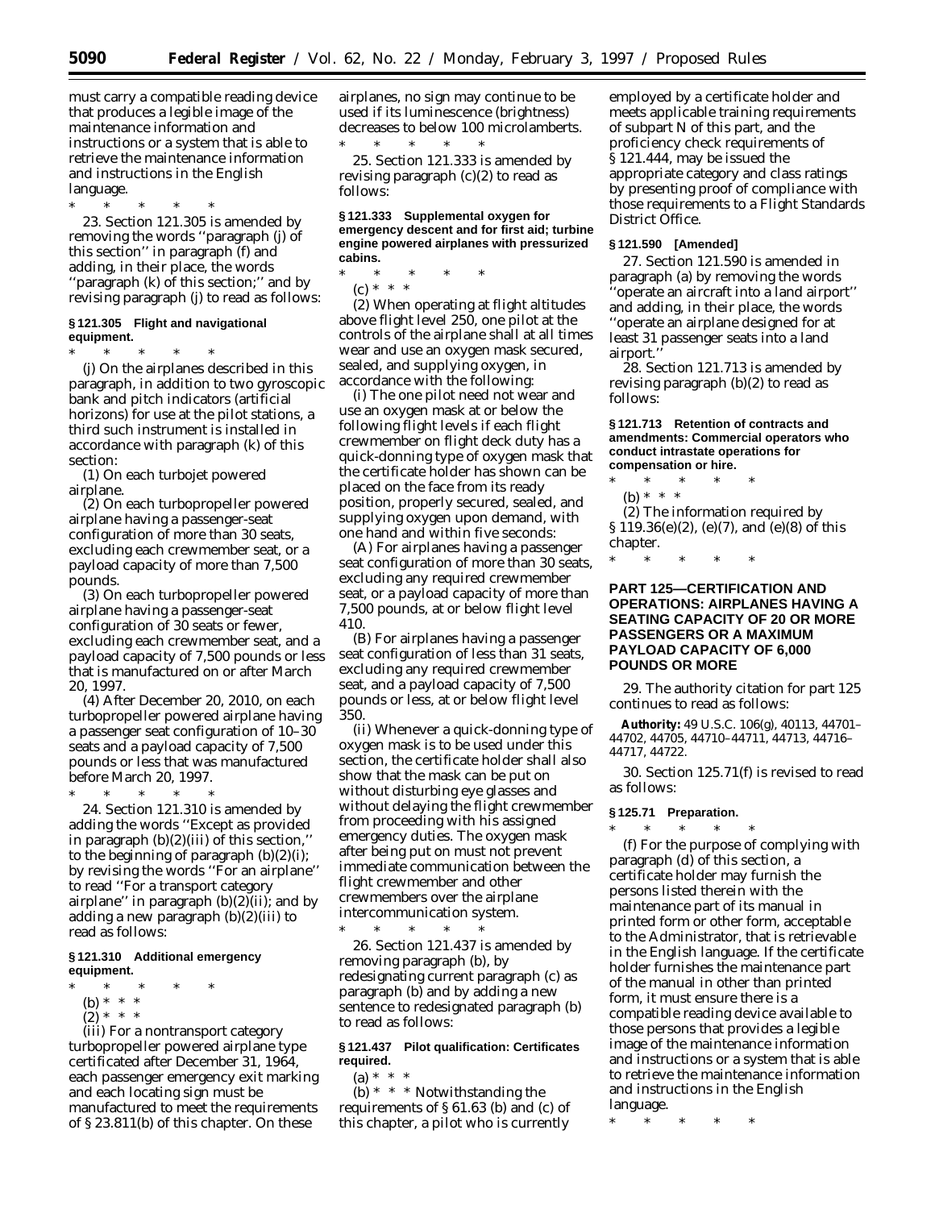must carry a compatible reading device that produces a legible image of the maintenance information and instructions or a system that is able to retrieve the maintenance information and instructions in the English language.

\* \* \* \* \*

23. Section 121.305 is amended by removing the words ''paragraph (j) of this section'' in paragraph (f) and adding, in their place, the words ''paragraph (k) of this section;'' and by revising paragraph (j) to read as follows:

**§ 121.305 Flight and navigational equipment.**

\* \* \* \* \*

(j) On the airplanes described in this paragraph, in addition to two gyroscopic bank and pitch indicators (artificial horizons) for use at the pilot stations, a third such instrument is installed in accordance with paragraph (k) of this section:

(1) On each turbojet powered airplane.

(2) On each turbopropeller powered airplane having a passenger-seat configuration of more than 30 seats, excluding each crewmember seat, or a payload capacity of more than 7,500 pounds.

(3) On each turbopropeller powered airplane having a passenger-seat configuration of 30 seats or fewer, excluding each crewmember seat, and a payload capacity of 7,500 pounds or less that is manufactured on or after March 20, 1997.

(4) After December 20, 2010, on each turbopropeller powered airplane having a passenger seat configuration of 10–30 seats and a payload capacity of 7,500 pounds or less that was manufactured before March 20, 1997.

\* \* \* \* \*

24. Section 121.310 is amended by adding the words ''Except as provided in paragraph (b)(2)(iii) of this section,'' to the beginning of paragraph (b)(2)(i); by revising the words ''For an airplane'' to read ''For a transport category airplane'' in paragraph (b)(2)(ii); and by adding a new paragraph (b)(2)(iii) to read as follows:

**§ 121.310 Additional emergency equipment.**

\* \* \* \* \*

(b) \* \* \*

(2) \* \* \*

(iii) For a nontransport category turbopropeller powered airplane type certificated after December 31, 1964, each passenger emergency exit marking and each locating sign must be manufactured to meet the requirements of § 23.811(b) of this chapter. On these airplanes, no sign may continue to be used if its luminescence (brightness) decreases to below 100 microlamberts.

\* \* \* \* \*

25. Section 121.333 is amended by revising paragraph (c)(2) to read as follows:

**§ 121.333 Supplemental oxygen for emergency descent and for first aid; turbine engine powered airplanes with pressurized cabins.**

\* \* \* \* \*

(c) \* \* \*

(2) When operating at flight altitudes above flight level 250, one pilot at the controls of the airplane shall at all times wear and use an oxygen mask secured, sealed, and supplying oxygen, in accordance with the following:

(i) The one pilot need not wear and use an oxygen mask at or below the following flight levels if each flight crewmember on flight deck duty has a quick-donning type of oxygen mask that the certificate holder has shown can be placed on the face from its ready position, properly secured, sealed, and supplying oxygen upon demand, with one hand and within five seconds:

(A) For airplanes having a passenger seat configuration of more than 30 seats, excluding any required crewmember seat, or a payload capacity of more than 7,500 pounds, at or below flight level 410.

(B) For airplanes having a passenger seat configuration of less than 31 seats, excluding any required crewmember seat, and a payload capacity of 7,500 pounds or less, at or below flight level 350.

(ii) Whenever a quick-donning type of oxygen mask is to be used under this section, the certificate holder shall also show that the mask can be put on without disturbing eye glasses and without delaying the flight crewmember from proceeding with his assigned emergency duties. The oxygen mask after being put on must not prevent immediate communication between the flight crewmember and other crewmembers over the airplane intercommunication system.

\* \* \* \* \*

26. Section 121.437 is amended by removing paragraph (b), by redesignating current paragraph (c) as paragraph (b) and by adding a new sentence to redesignated paragraph (b) to read as follows:

**§ 121.437 Pilot qualification: Certificates required.**

(a) \* \* \*

(b) \* \* \* Notwithstanding the requirements of § 61.63 (b) and (c) of this chapter, a pilot who is currently employed by a certificate holder and meets applicable training requirements of subpart N of this part, and the proficiency check requirements of § 121.444, may be issued the appropriate category and class ratings by presenting proof of compliance with those requirements to a Flight Standards District Office.

**§ 121.590 [Amended]**

27. Section 121.590 is amended in paragraph (a) by removing the words ''operate an aircraft into a land airport'' and adding, in their place, the words ''operate an airplane designed for at least 31 passenger seats into a land airport.''

28. Section 121.713 is amended by revising paragraph (b)(2) to read as follows:

**§ 121.713 Retention of contracts and amendments: Commercial operators who conduct intrastate operations for compensation or hire.**

\* \* \* \* \*

(b) \* \* \*

(2) The information required by § 119.36(e)(2), (e)(7), and (e)(8) of this chapter.

\* \* \* \* \*

## PART 125—CERTIFICATION AND OPERATIONS: AIRPLANES HAVING A SEATING CAPACITY OF 20 OR MORE PASSENGERS OR A MAXIMUM PAYLOAD CAPACITY OF 6,000 POUNDS OR MORE

29. The authority citation for part 125 continues to read as follows:

**Authority:** 49 U.S.C. 106(g), 40113, 44701–44702, 44705, 44710–44711, 44713, 44716–44717, 44722.

30. Section 125.71(f) is revised to read as follows:

**§ 125.71 Preparation.**

\* \* \* \* \*

(f) For the purpose of complying with paragraph (d) of this section, a certificate holder may furnish the persons listed therein with the maintenance part of its manual in printed form or other form, acceptable to the Administrator, that is retrievable in the English language. If the certificate holder furnishes the maintenance part of the manual in other than printed form, it must ensure there is a compatible reading device available to those persons that provides a legible image of the maintenance information and instructions or a system that is able to retrieve the maintenance information and instructions in the English language.

\* \* \* \* \*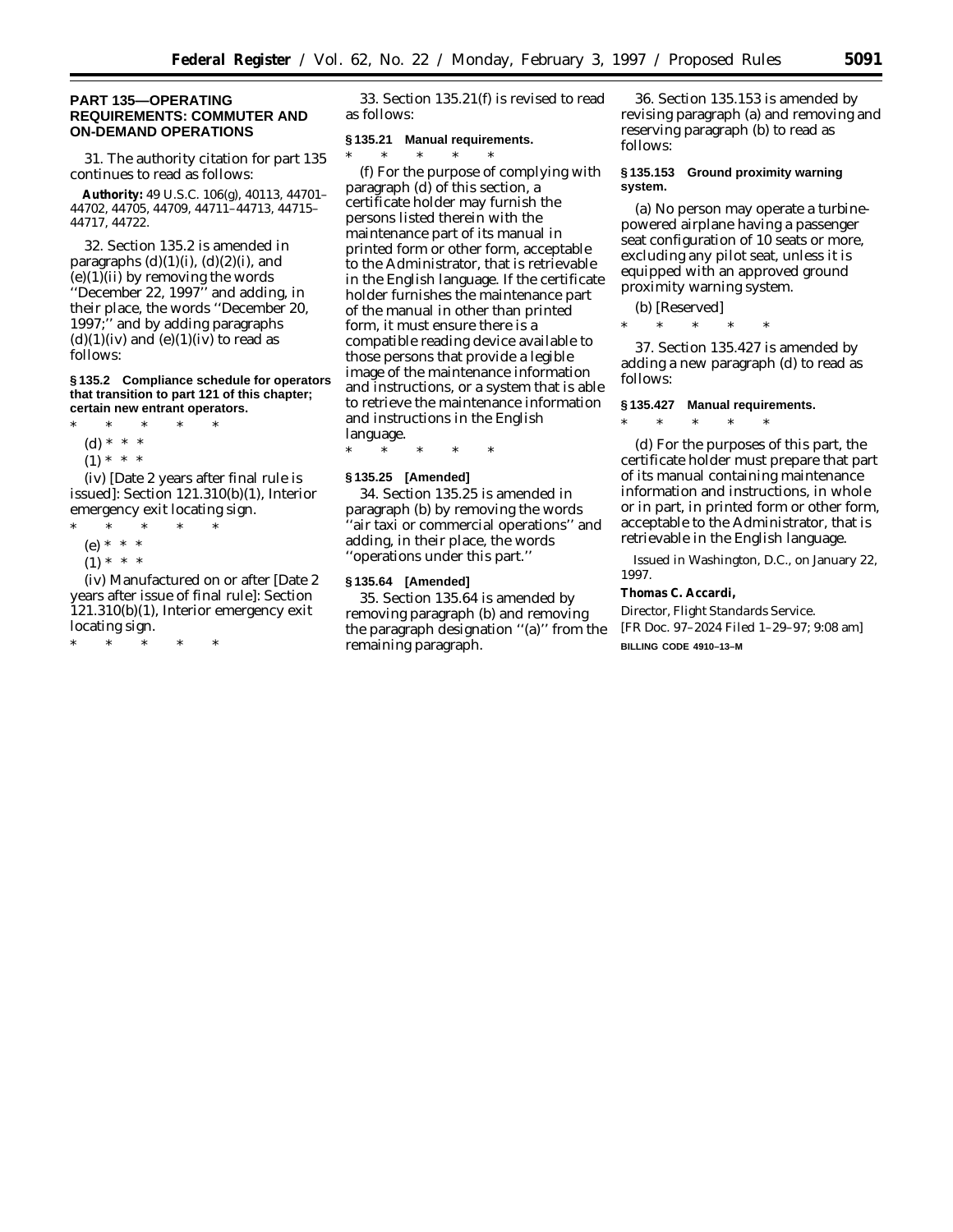## PART 135—OPERATING REQUIREMENTS: COMMUTER AND ON-DEMAND OPERATIONS

31. The authority citation for part 135 continues to read as follows:

**Authority:** 49 U.S.C. 106(g), 40113, 44701–44702, 44705, 44709, 44711–44713, 44715–44717, 44722.

32. Section 135.2 is amended in paragraphs (d)(1)(i), (d)(2)(i), and (e)(1)(ii) by removing the words ''December 22, 1997'' and adding, in their place, the words ''December 20, 1997;'' and by adding paragraphs (d)(1)(iv) and (e)(1)(iv) to read as follows:

**§ 135.2 Compliance schedule for operators that transition to part 121 of this chapter; certain new entrant operators.**

\* \* \* \* \*

(d) \* \* \*

(1) \* \* \*

(iv) [Date 2 years after final rule is issued]: Section 121.310(b)(1), Interior emergency exit locating sign.

\* \* \* \* \*

(e) \* \* \*

(1) \* \* \*

(iv) Manufactured on or after [Date 2 years after issue of final rule]: Section 121.310(b)(1), Interior emergency exit locating sign.

\* \* \* \* \*

33. Section 135.21(f) is revised to read as follows:

**§ 135.21 Manual requirements.**

\* \* \* \* \*

(f) For the purpose of complying with paragraph (d) of this section, a certificate holder may furnish the persons listed therein with the maintenance part of its manual in printed form or other form, acceptable to the Administrator, that is retrievable in the English language. If the certificate holder furnishes the maintenance part of the manual in other than printed form, it must ensure there is a compatible reading device available to those persons that provide a legible image of the maintenance information and instructions, or a system that is able to retrieve the maintenance information and instructions in the English language.

\* \* \* \* \*

**§ 135.25 [Amended]**

34. Section 135.25 is amended in paragraph (b) by removing the words ''air taxi or commercial operations'' and adding, in their place, the words ''operations under this part.''

**§ 135.64 [Amended]**

35. Section 135.64 is amended by removing paragraph (b) and removing the paragraph designation ''(a)'' from the remaining paragraph.

36. Section 135.153 is amended by revising paragraph (a) and removing and reserving paragraph (b) to read as follows:

**§ 135.153 Ground proximity warning system.**

(a) No person may operate a turbine-powered airplane having a passenger seat configuration of 10 seats or more, excluding any pilot seat, unless it is equipped with an approved ground proximity warning system.

(b) [Reserved]

\* \* \* \* \*

37. Section 135.427 is amended by adding a new paragraph (d) to read as follows:

**§ 135.427 Manual requirements.**

\* \* \* \* \*

(d) For the purposes of this part, the certificate holder must prepare that part of its manual containing maintenance information and instructions, in whole or in part, in printed form or other form, acceptable to the Administrator, that is retrievable in the English language.

Issued in Washington, D.C., on January 22, 1997.

**Thomas C. Accardi,**

*Director, Flight Standards Service.*

[FR Doc. 97–2024 Filed 1–29–97; 9:08 am]

BILLING CODE 4910–13–M